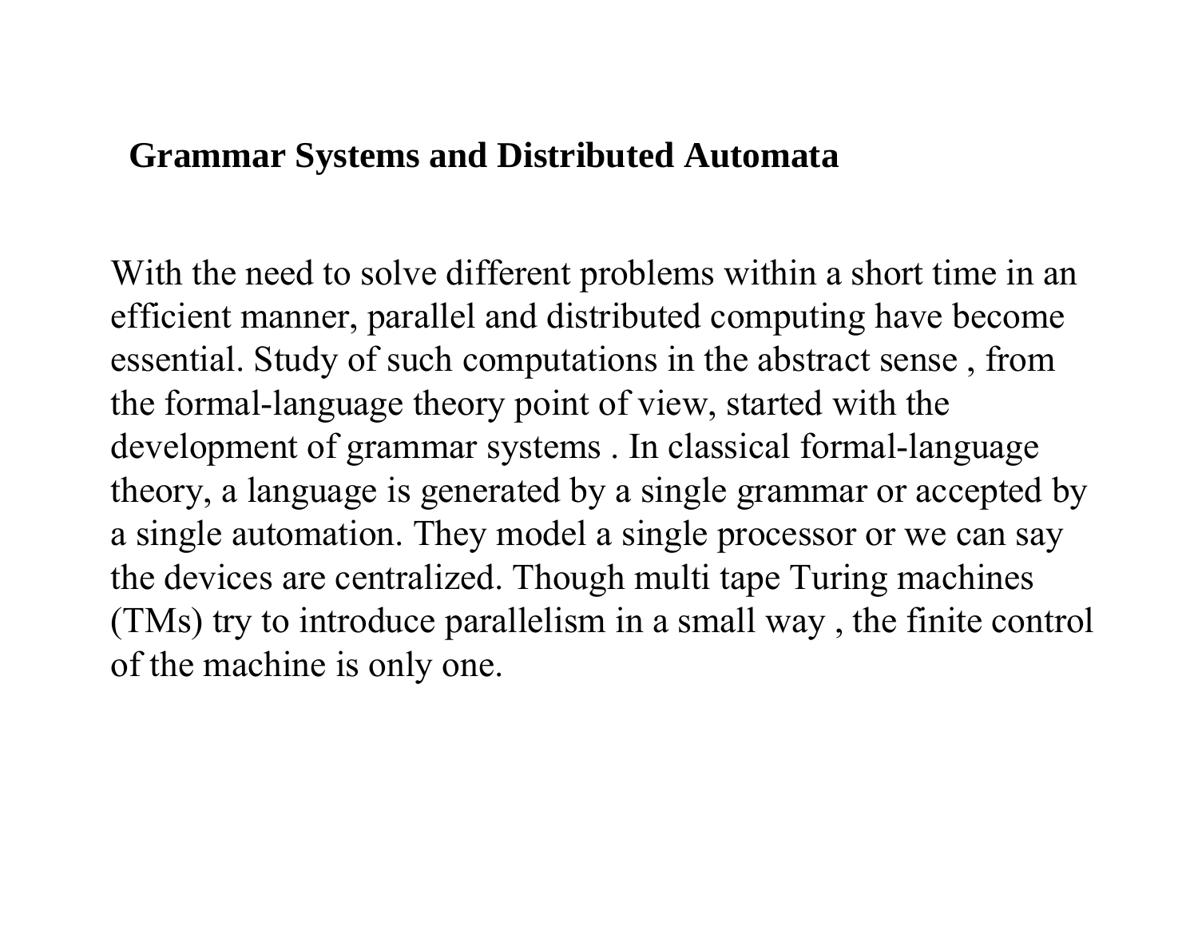# Grammar Systems and Distributed Automata

With the need to solve different problems within a short time in an efficient manner, parallel and distributed computing have become essential. Study of such computations in the abstract sense , from the formal-language theory point of view, started with the development of grammar systems . In classical formal-language theory, a language is generated by a single grammar or accepted by a single automation. They model a single processor or we can say the devices are centralized. Though multi tape Turing machines (TMs) try to introduce parallelism in a small way , the finite control of the machine is only one.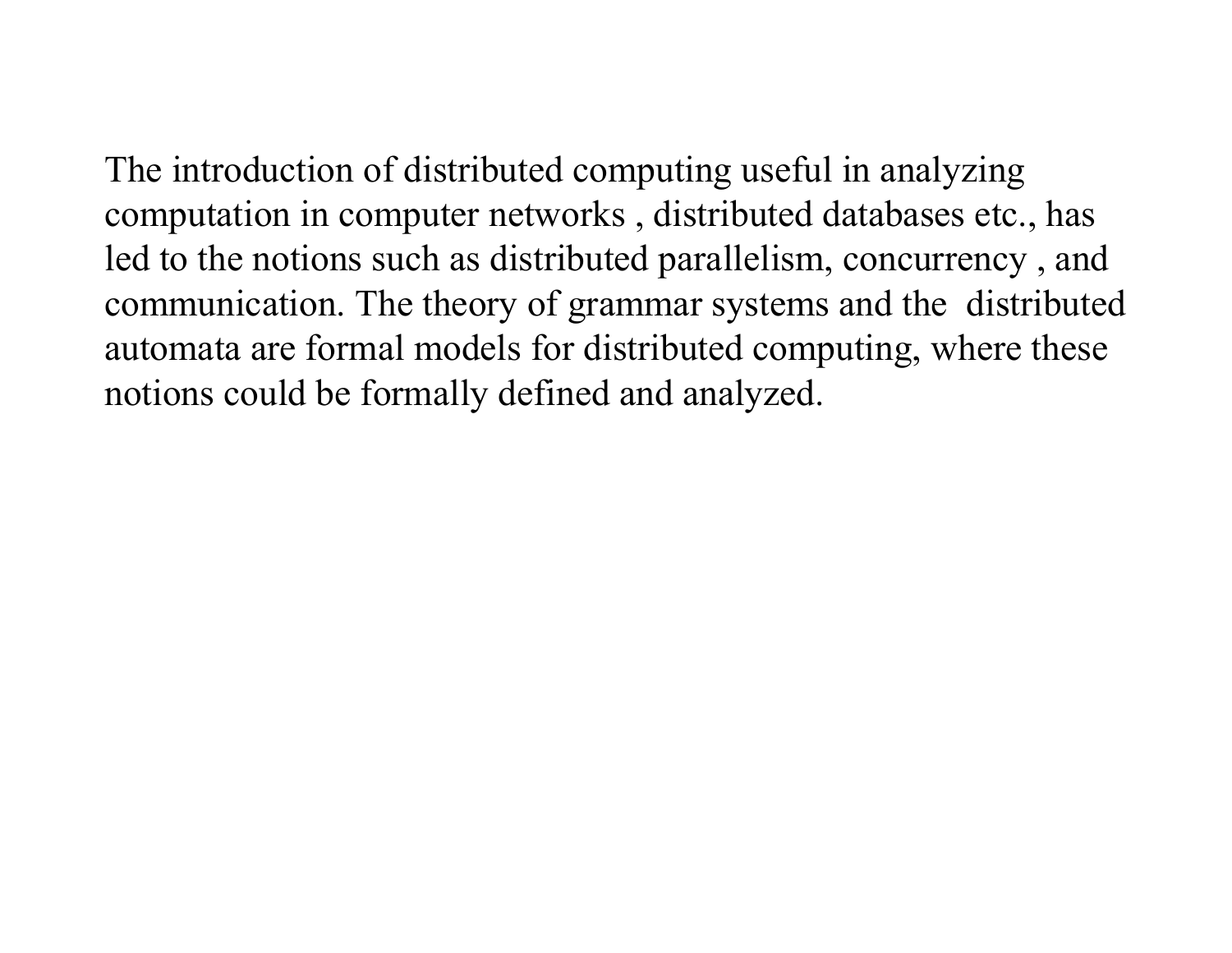The introduction of distributed computing useful in analyzing computation in computer networks , distributed databases etc., has led to the notions such as distributed parallelism, concurrency , and communication. The theory of grammar systems and the distributed automata are formal models for distributed computing, where these notions could be formally defined and analyzed.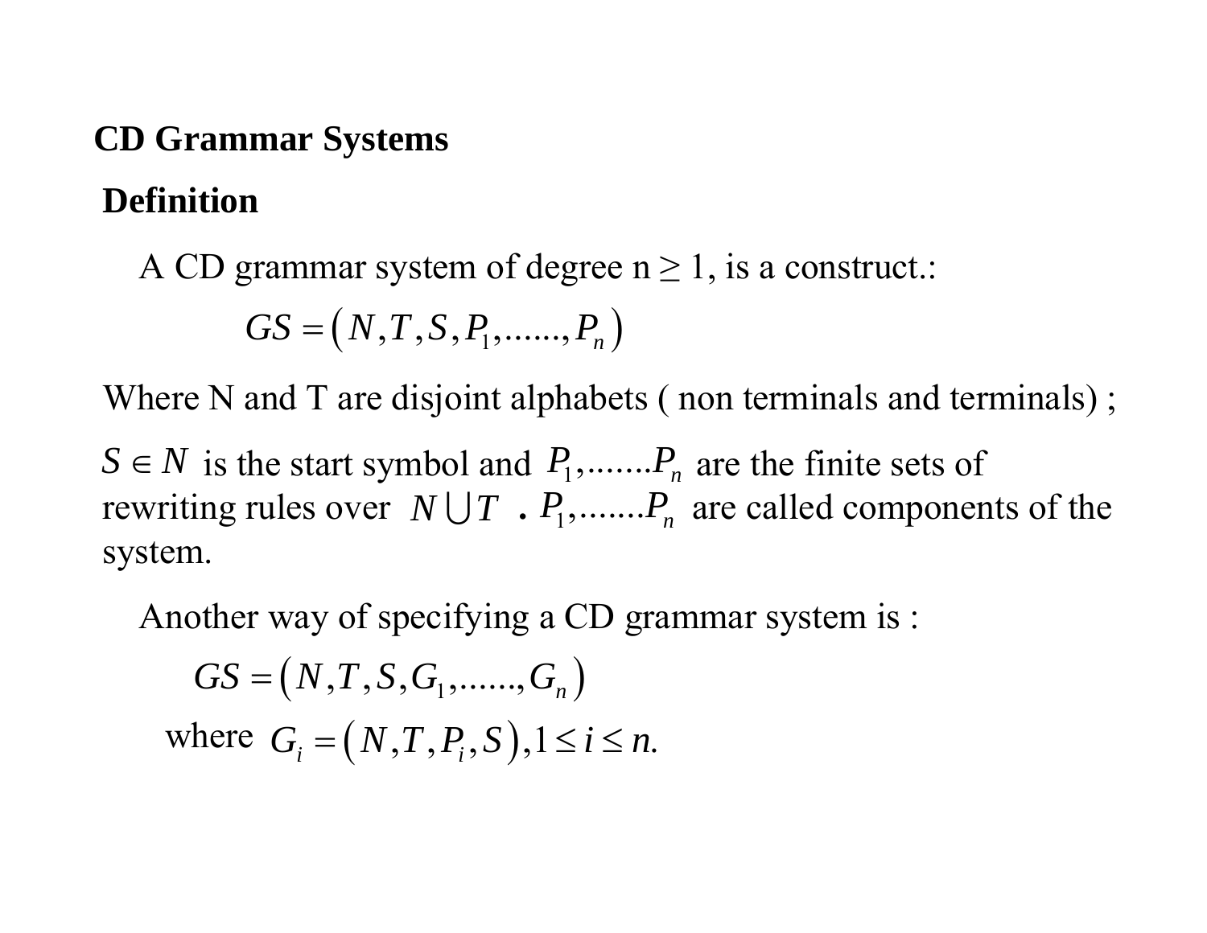## CD Grammar Systems

### Definition

A CD grammar system of degree n ≥ 1, is a construct.:

$$GS = (N, T, S, P_1, \ldots\ldots, P_n)$$

Where N and T are disjoint alphabets ( non terminals and terminals) ;

$S \in N$ is the start symbol and $P_1, \ldots\ldots. P_n$ are the finite sets of rewriting rules over $N \bigcup T$ . $P_1, \ldots\ldots. P_n$ are called components of the system.

Another way of specifying a CD grammar system is :

$$GS = (N, T, S, G_1, \ldots\ldots, G_n)$$

where $G_i = (N, T, P_i, S), 1 \leq i \leq n.$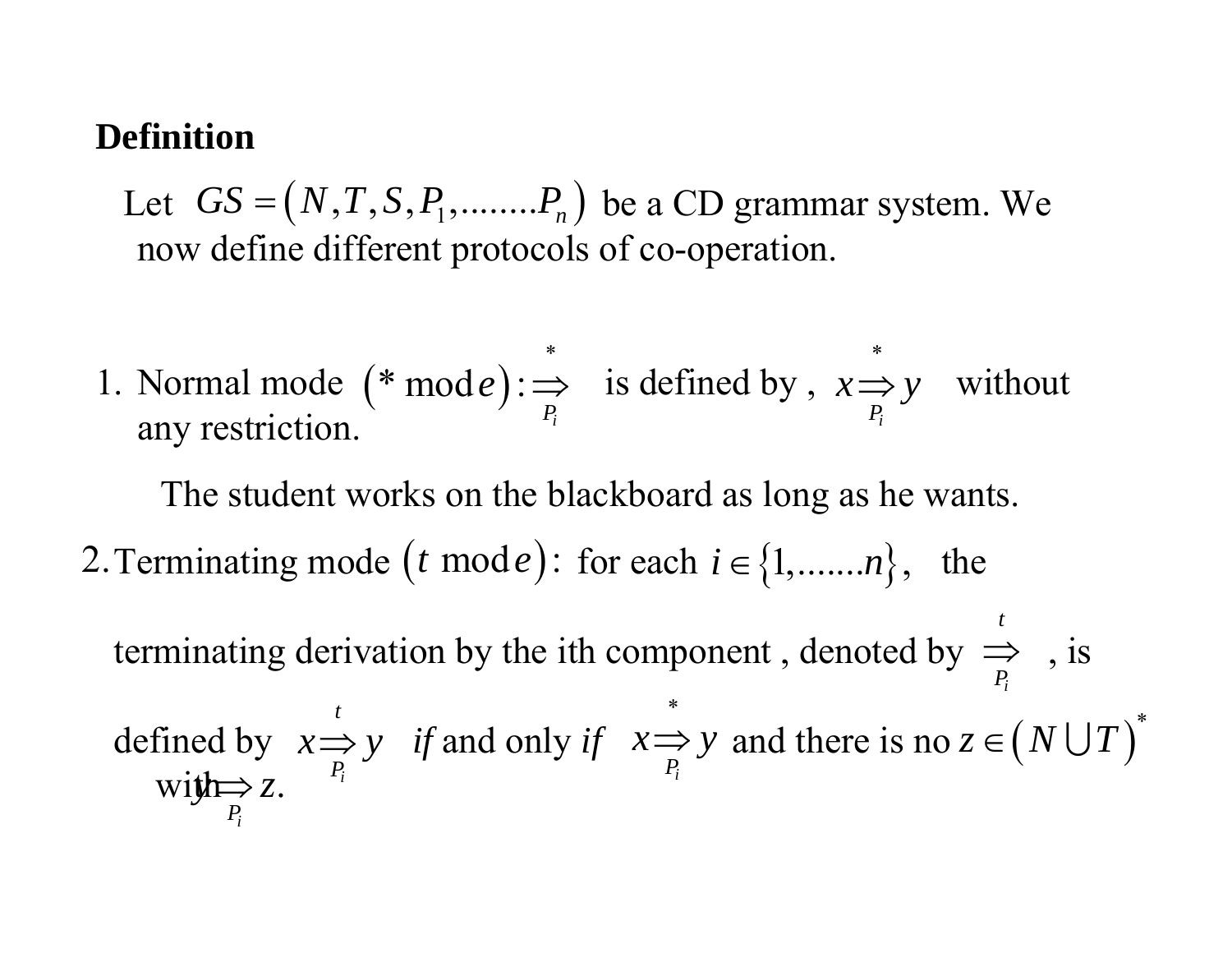**Definition**

Let $GS = (N, T, S, P_1, \ldots\ldots P_n)$ be a CD grammar system. We now define different protocols of co-operation.

1. Normal mode $(* \bmod e) : \overset{*}{\underset{P_i}{\Rightarrow}}$ is defined by , $x \overset{*}{\underset{P_i}{\Rightarrow}} y$ without any restriction.

   The student works on the blackboard as long as he wants.

2. Terminating mode $(t \bmod e)$: for each $i \in \{1, \ldots\ldots n\}$, the terminating derivation by the ith component , denoted by $\overset{t}{\underset{P_i}{\Rightarrow}}$ , is defined by $x \overset{t}{\underset{P_i}{\Rightarrow}} y$ *if* and only *if* $x \overset{*}{\underset{P_i}{\Rightarrow}} y$ and there is no $z \in (N \cup T)^*$ with $y \underset{P_i}{\Rightarrow} z.$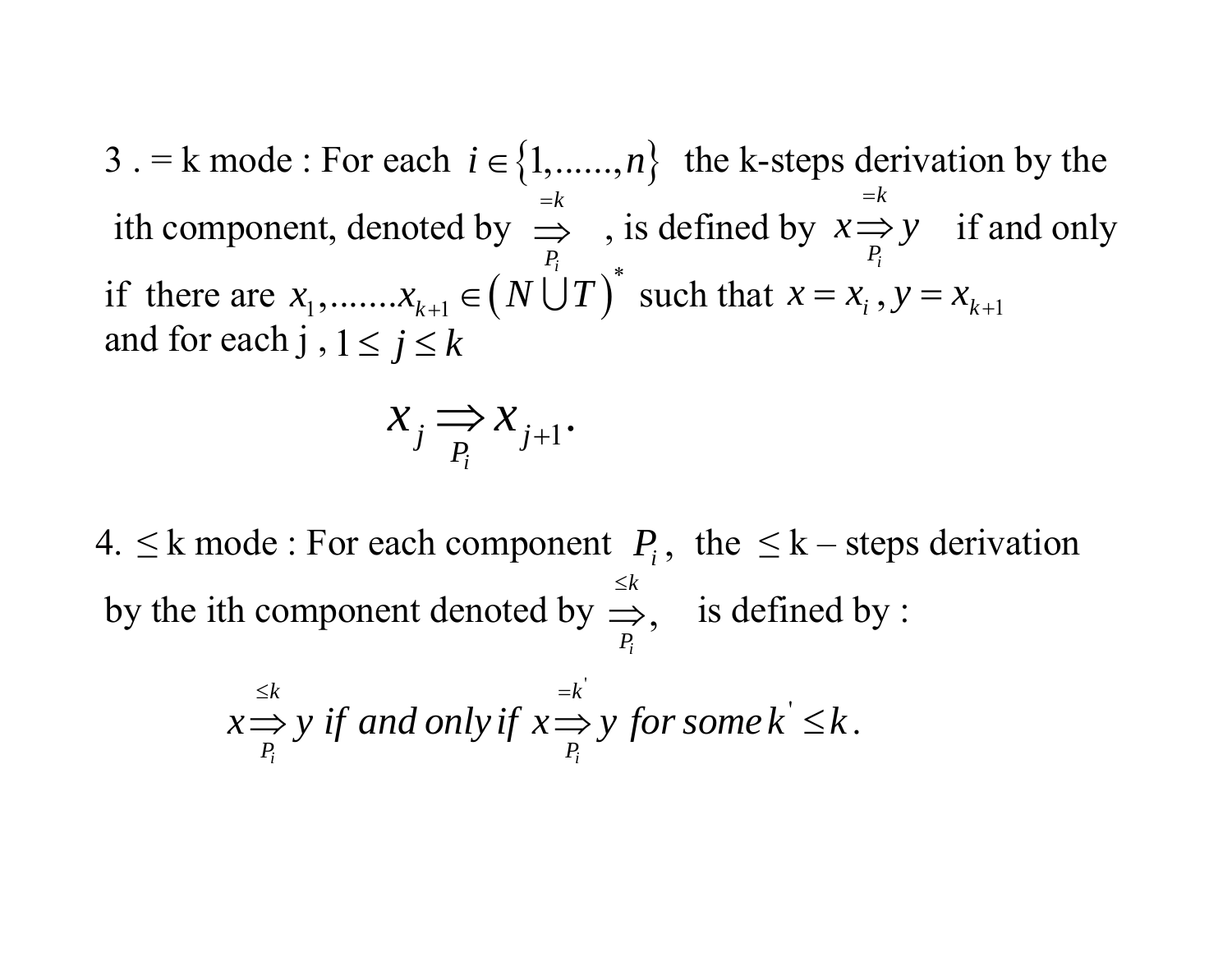3 . = k mode : For each $i \in \{1,......,n\}$ the k-steps derivation by the ith component, denoted by $\overset{=k}{\underset{P_i}{\Rightarrow}}$ , is defined by $x \overset{=k}{\underset{P_i}{\Rightarrow}} y$ if and only if there are $x_1,.......x_{k+1} \in \left(N \bigcup T\right)^*$ such that $x = x_i$ , $y = x_{k+1}$ and for each j , $1 \leq j \leq k$

$$x_j \underset{P_i}{\Rightarrow} x_{j+1}.$$

4. $\leq$ k mode : For each component $P_i$, the $\leq$ k – steps derivation by the ith component denoted by $\overset{\leq k}{\underset{P_i}{\Rightarrow}}$, is defined by :

$$x \overset{\leq k}{\underset{P_i}{\Rightarrow}} y \text{ if and only if } x \overset{=k'}{\underset{P_i}{\Rightarrow}} y \text{ for some } k' \leq k.$$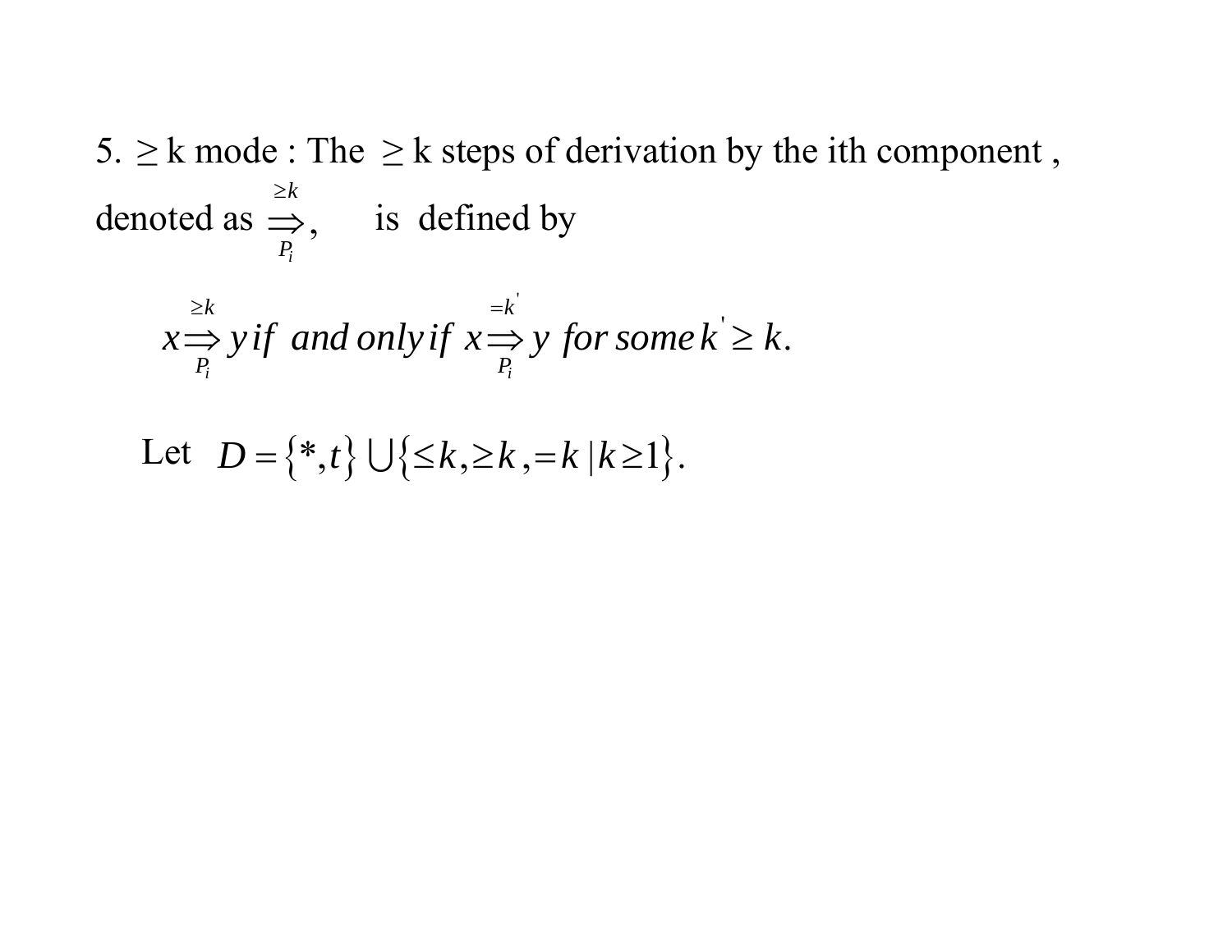5. $\geq$ k mode : The $\geq$ k steps of derivation by the ith component , denoted as $\overset{\geq k}{\underset{P_i}{\Rightarrow}}$, is defined by

$$x \overset{\geq k}{\underset{P_i}{\Rightarrow}} y \; if \;\; and \, only \, if \;\; x \overset{=k'}{\underset{P_i}{\Rightarrow}} y \;\; for \, some \, k' \geq k.$$

Let $D = \{*, t\} \cup \{\leq k, \geq k, = k \mid k \geq 1\}.$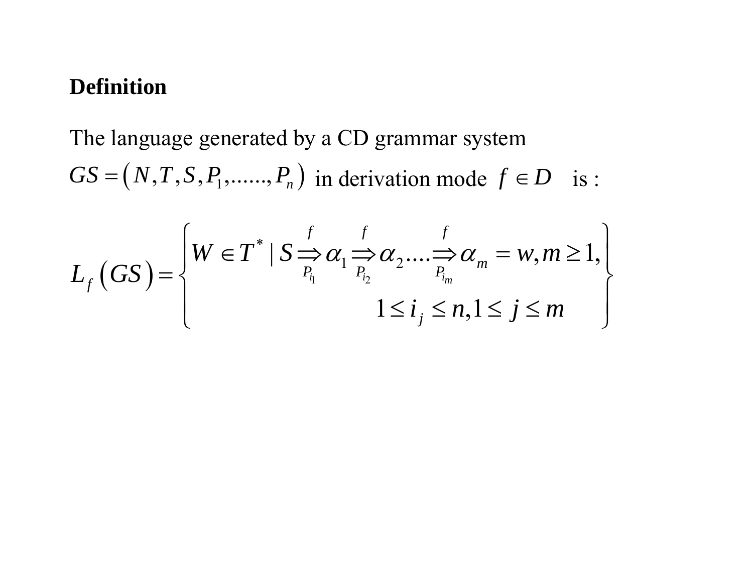**Definition**

The language generated by a CD grammar system $GS = \left(N, T, S, P_1, \ldots\ldots, P_n\right)$ in derivation mode $f \in D$ is :

$$L_f\left(GS\right) = \left\{ \begin{array}{c} W \in T^* \mid S \underset{P_{i_1}}{\overset{f}{\Rightarrow}} \alpha_1 \underset{P_{i_2}}{\overset{f}{\Rightarrow}} \alpha_2 \ldots\ldots \underset{P_{i_m}}{\overset{f}{\Rightarrow}} \alpha_m = w, m \geq 1, \\ 1 \leq i_j \leq n, 1 \leq j \leq m \end{array} \right\}$$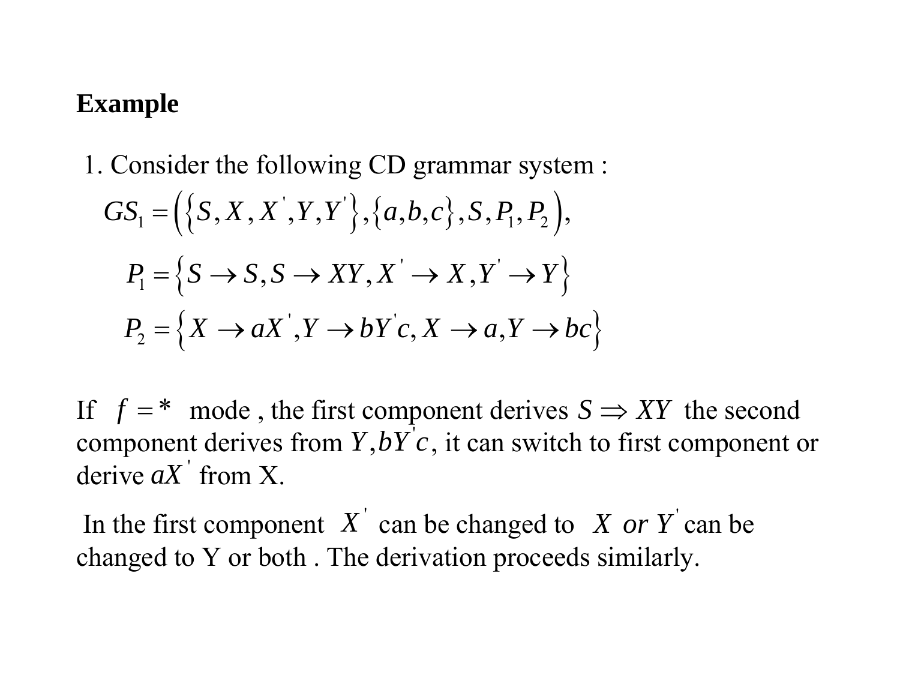**Example**

1. Consider the following CD grammar system :

$$GS_1 = \left( \left\{ S, X, X', Y, Y' \right\}, \left\{ a, b, c \right\}, S, P_1, P_2 \right),$$

$$P_1 = \left\{ S \rightarrow S, S \rightarrow XY, X' \rightarrow X, Y' \rightarrow Y \right\}$$

$$P_2 = \left\{ X \rightarrow aX', Y \rightarrow bY'c, X \rightarrow a, Y \rightarrow bc \right\}$$

If $f = *$ mode , the first component derives $S \Rightarrow XY$ the second component derives from $Y, bY'c$, it can switch to first component or derive $aX'$ from X.

In the first component $X'$ can be changed to $X$ or $Y'$ can be changed to Y or both . The derivation proceeds similarly.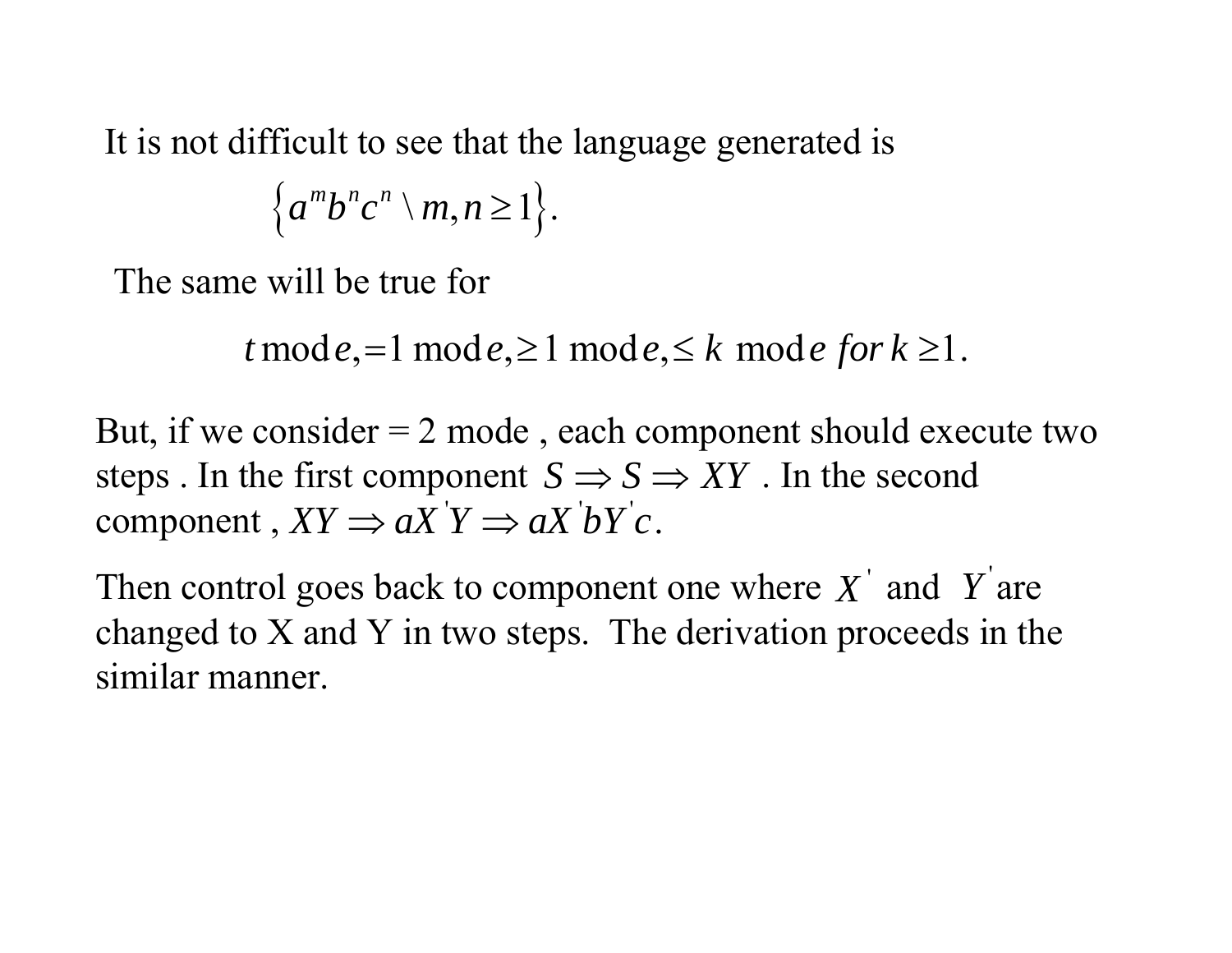It is not difficult to see that the language generated is

$$\left\{a^m b^n c^n \setminus m,n \geq 1\right\}.$$

The same will be true for

$$t \text{ mode}, =1 \text{ mode}, \geq 1 \text{ mode}, \leq k \text{ mode } for\ k \geq 1.$$

But, if we consider = 2 mode , each component should execute two steps . In the first component $S \Rightarrow S \Rightarrow XY$ . In the second component , $XY \Rightarrow aX'Y \Rightarrow aX'bY'c$.

Then control goes back to component one where $X'$ and $Y'$ are changed to X and Y in two steps. The derivation proceeds in the similar manner.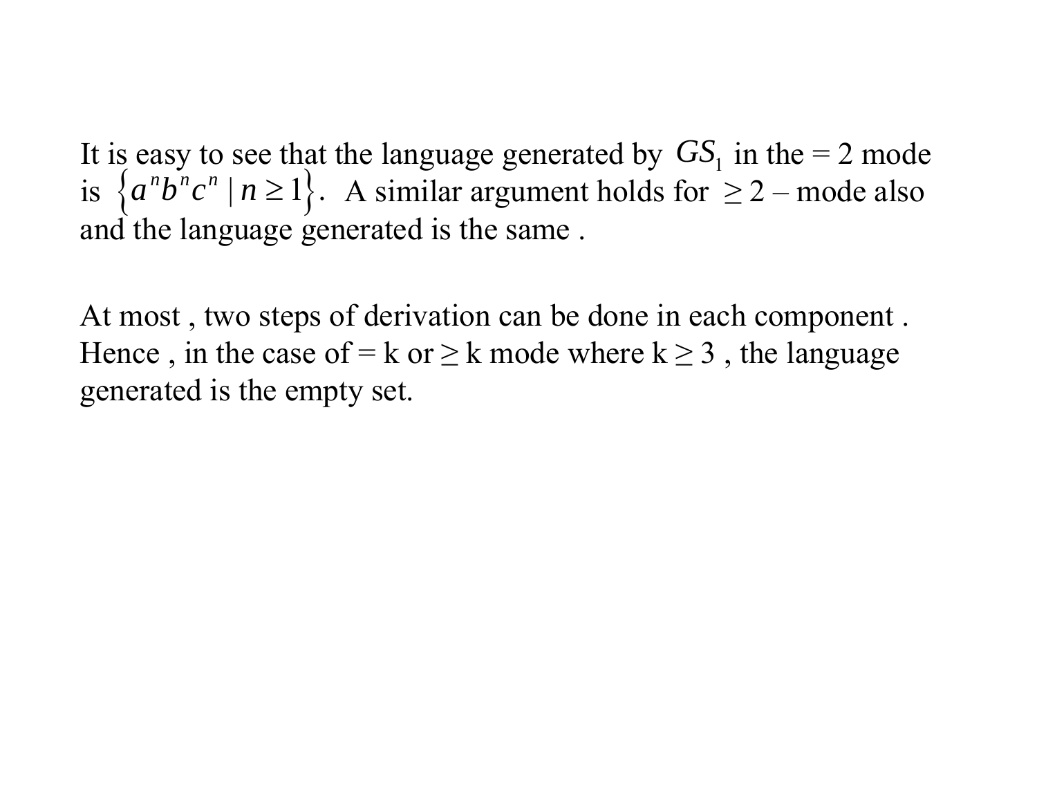It is easy to see that the language generated by $GS_1$ in the = 2 mode is $\{a^n b^n c^n \mid n \geq 1\}$. A similar argument holds for $\geq 2$ – mode also and the language generated is the same .

At most , two steps of derivation can be done in each component . Hence , in the case of = k or ≥ k mode where k ≥ 3 , the language generated is the empty set.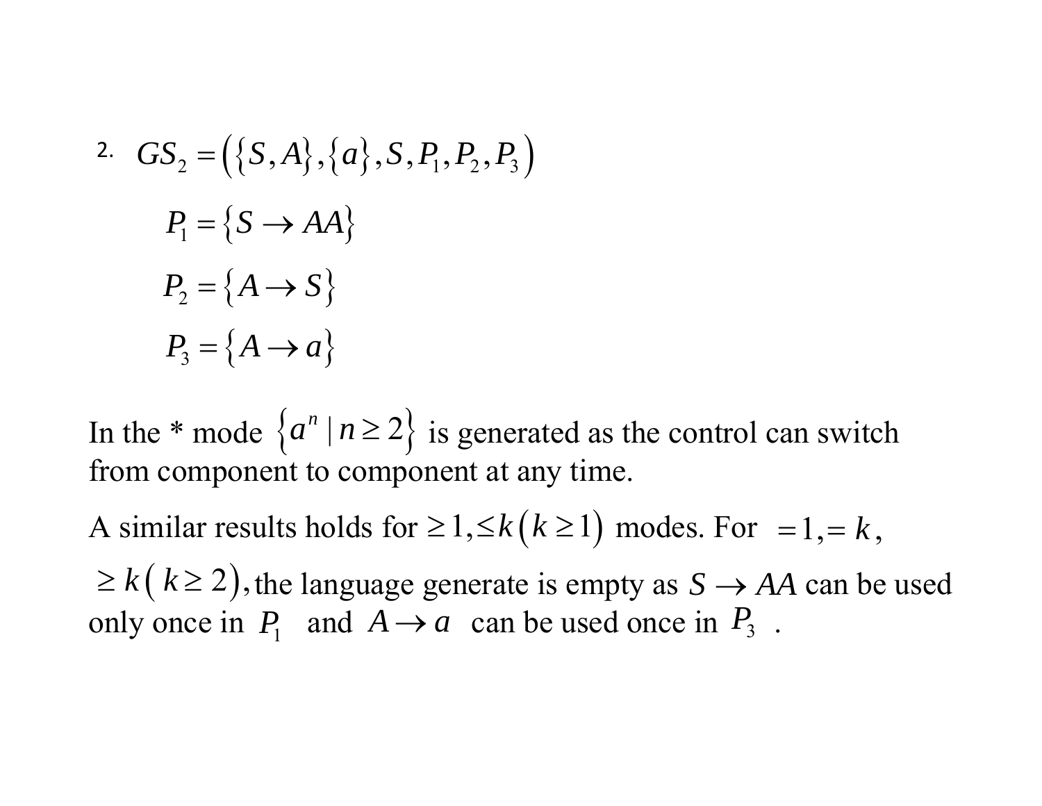2. $GS_2 = (\{S, A\}, \{a\}, S, P_1, P_2, P_3)$

$$P_1 = \{S \rightarrow AA\}$$

$$P_2 = \{A \rightarrow S\}$$

$$P_3 = \{A \rightarrow a\}$$

In the * mode $\{a^n \mid n \geq 2\}$ is generated as the control can switch from component to component at any time.

A similar results holds for $\geq 1, \leq k \, (k \geq 1)$ modes. For $= 1, = k$, $\geq k \, (k \geq 2)$, the language generate is empty as $S \rightarrow AA$ can be used only once in $P_1$ and $A \rightarrow a$ can be used once in $P_3$ .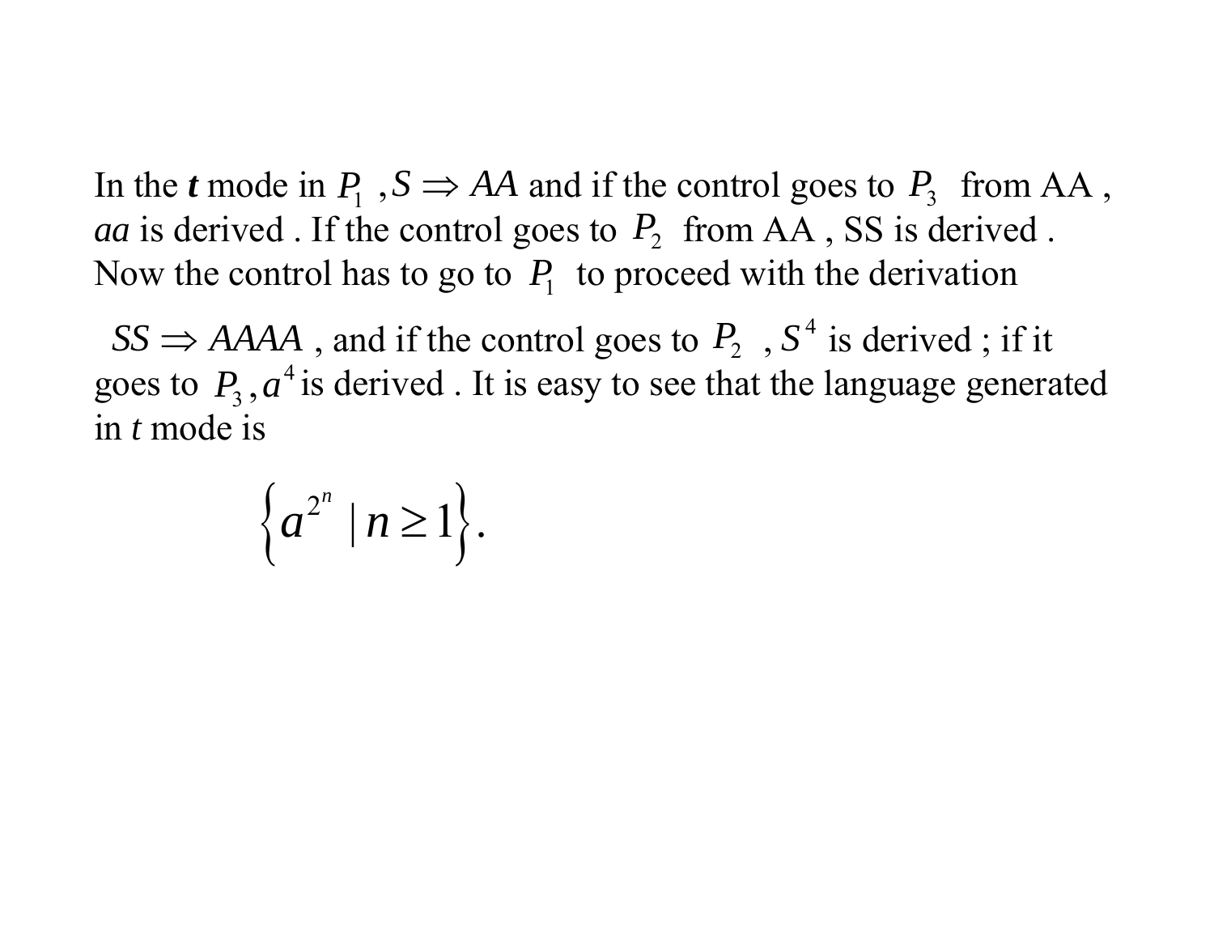In the ***t*** mode in $P_1$ , $S \Rightarrow AA$ and if the control goes to $P_3$ from AA , *aa* is derived . If the control goes to $P_2$ from AA , SS is derived . Now the control has to go to $P_1$ to proceed with the derivation

$SS \Rightarrow AAAA$ , and if the control goes to $P_2$ , $S^4$ is derived ; if it goes to $P_3$, $a^4$ is derived . It is easy to see that the language generated in *t* mode is

$$\left\{ a^{2^n} \mid n \geq 1 \right\}.$$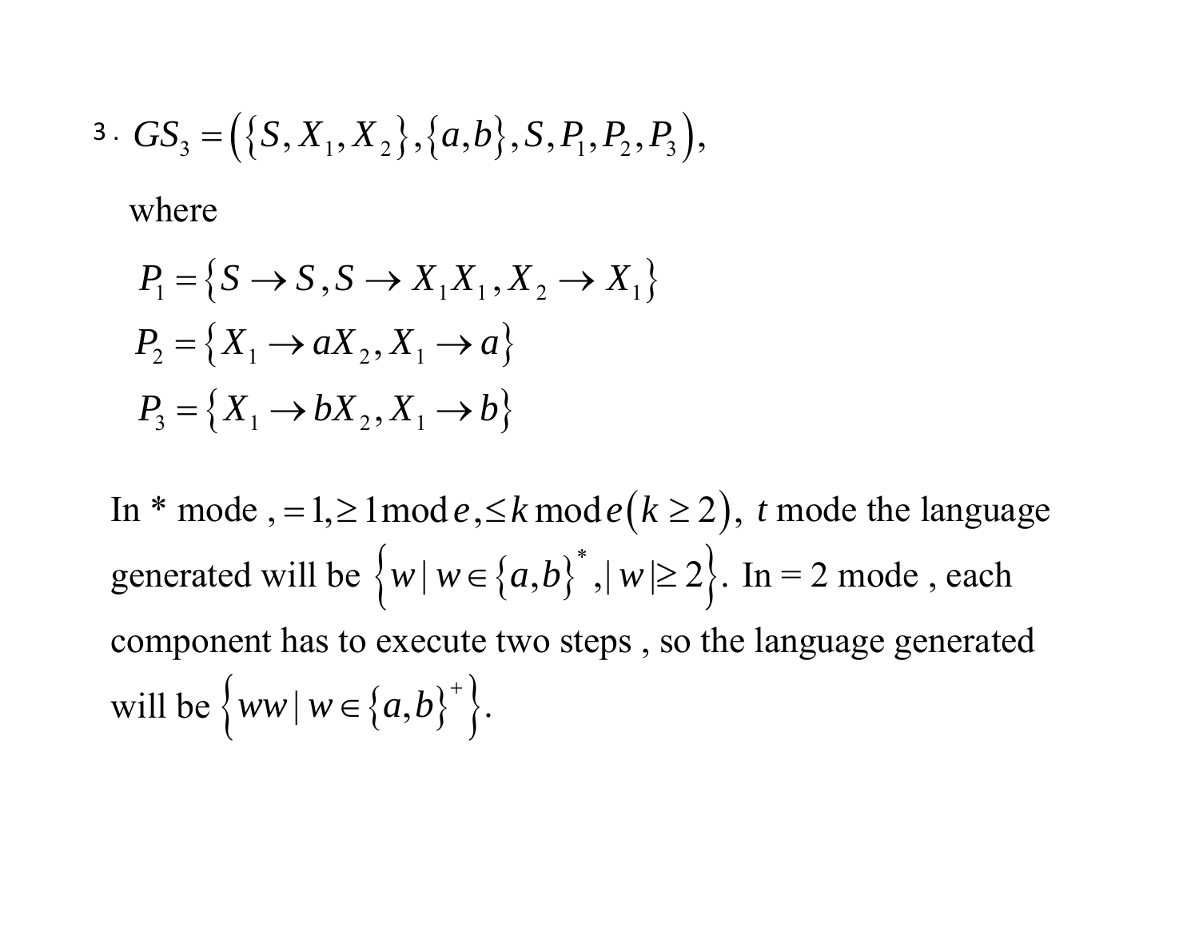3. $GS_3 = (\{S, X_1, X_2\}, \{a, b\}, S, P_1, P_2, P_3)$,

where

$$P_1 = \{S \to S, S \to X_1 X_1, X_2 \to X_1\}$$

$$P_2 = \{X_1 \to aX_2, X_1 \to a\}$$

$$P_3 = \{X_1 \to bX_2, X_1 \to b\}$$

In * mode, $=1, \geq 1$ mode, $\leq k$ mode $(k \geq 2)$, $t$ mode the language generated will be $\{w \mid w \in \{a,b\}^*, |w| \geq 2\}$. In $= 2$ mode, each component has to execute two steps, so the language generated will be $\{ww \mid w \in \{a,b\}^+\}$.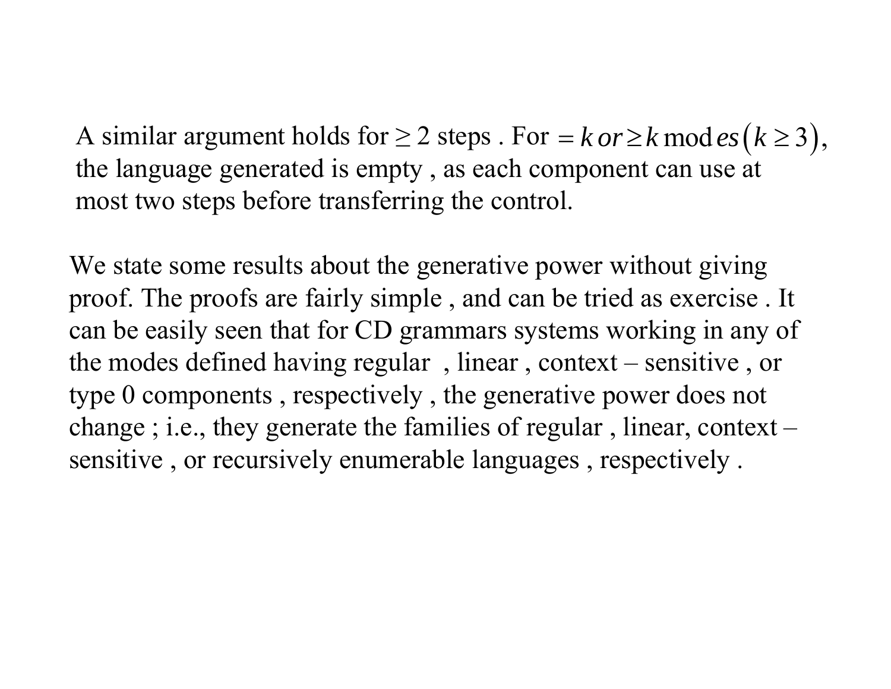A similar argument holds for $\geq 2$ steps . For $= k$ or $\geq k$ modes $(k \geq 3)$, the language generated is empty , as each component can use at most two steps before transferring the control.

We state some results about the generative power without giving proof. The proofs are fairly simple , and can be tried as exercise . It can be easily seen that for CD grammars systems working in any of the modes defined having regular , linear , context – sensitive , or type 0 components , respectively , the generative power does not change ; i.e., they generate the families of regular , linear, context – sensitive , or recursively enumerable languages , respectively .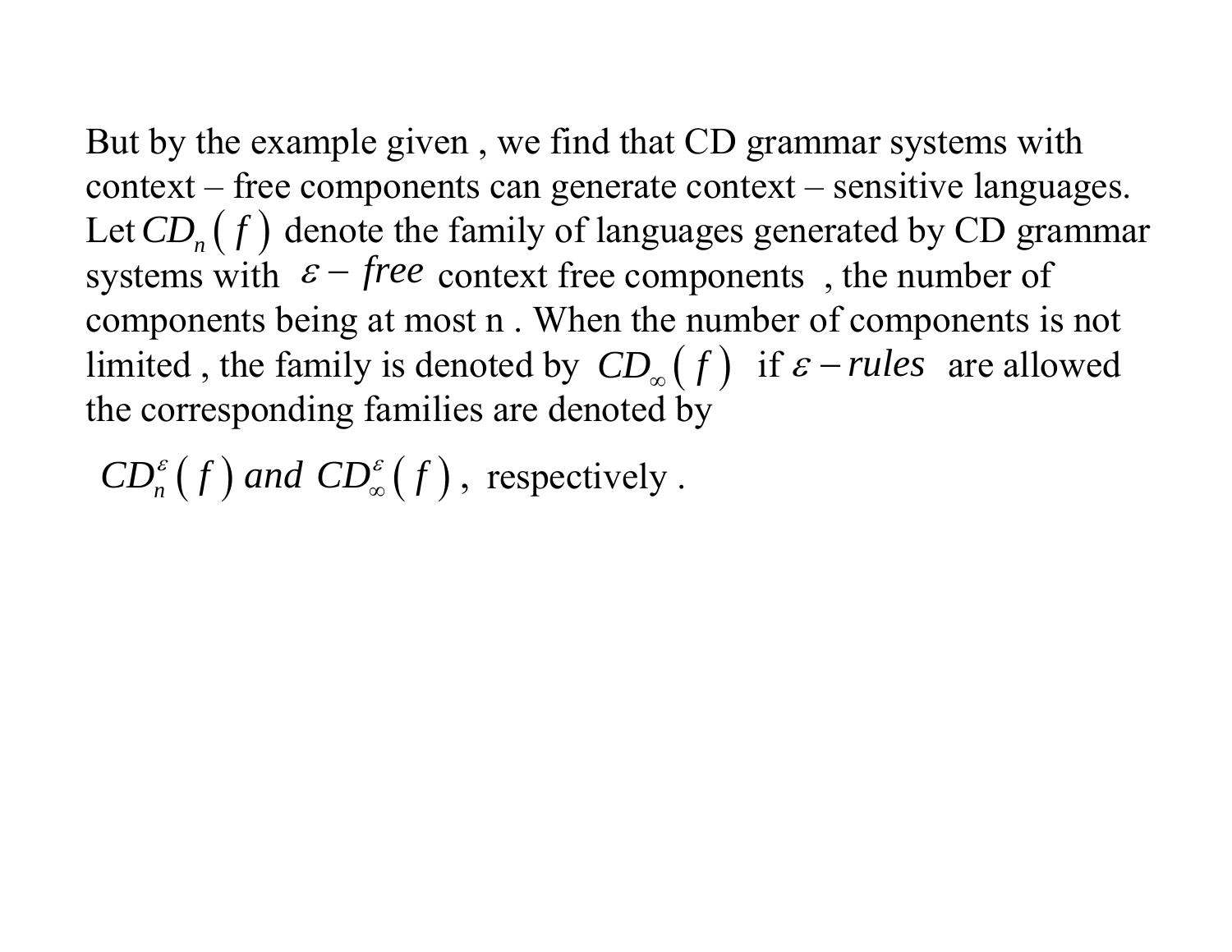But by the example given , we find that CD grammar systems with context – free components can generate context – sensitive languages. Let $CD_n(f)$ denote the family of languages generated by CD grammar systems with $\varepsilon - free$ context free components , the number of components being at most n . When the number of components is not limited , the family is denoted by $CD_\infty(f)$ if $\varepsilon - rules$ are allowed the corresponding families are denoted by

$CD_n^\varepsilon(f)$ *and* $CD_\infty^\varepsilon(f)$, respectively .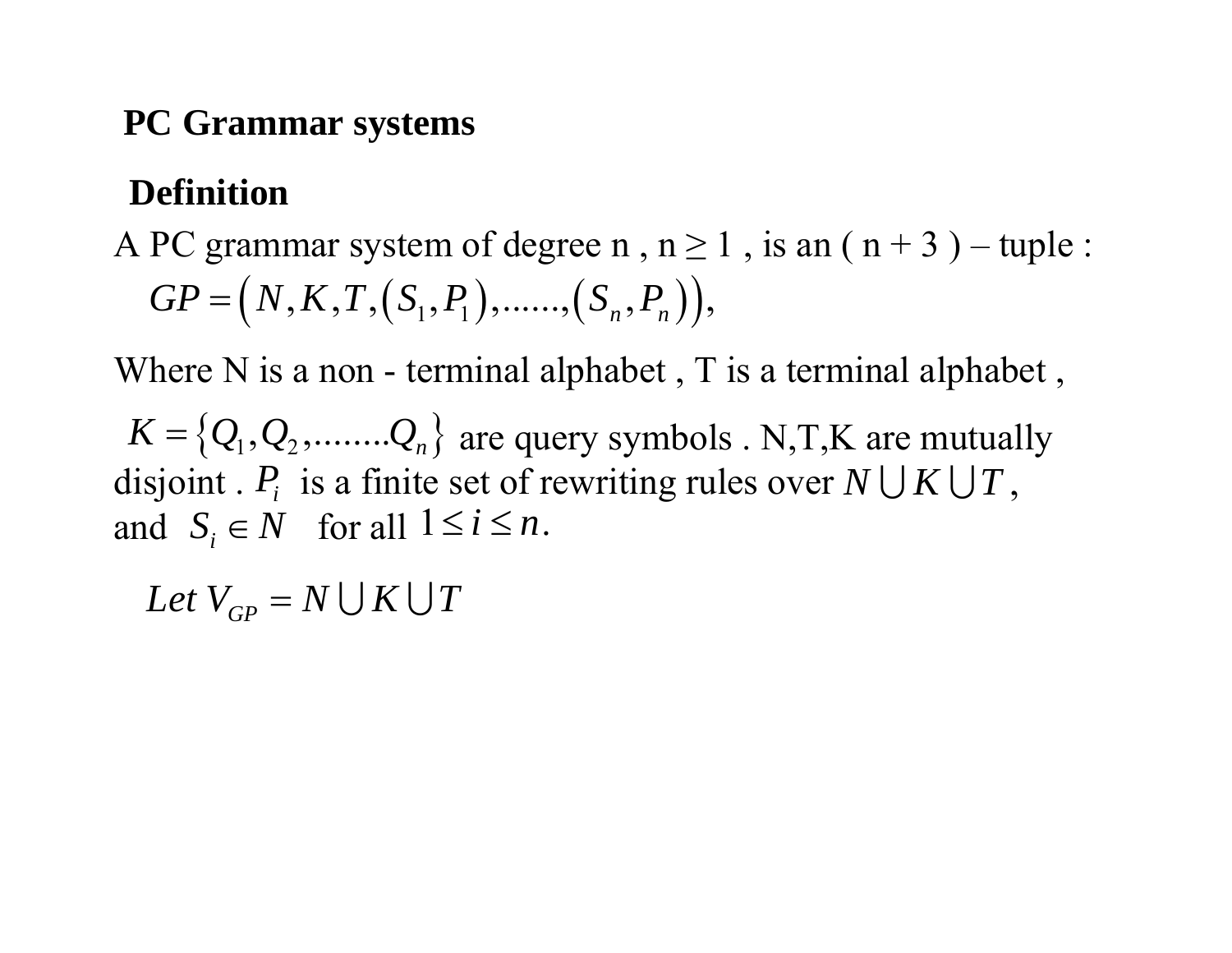## PC Grammar systems

### Definition

A PC grammar system of degree n , n ≥ 1 , is an ( n + 3 ) – tuple :

$$GP = \left(N, K, T, \left(S_1, P_1\right), \ldots\ldots, \left(S_n, P_n\right)\right),$$

Where N is a non - terminal alphabet , T is a terminal alphabet ,

$K = \{Q_1, Q_2, \ldots\ldots\ldots Q_n\}$ are query symbols . N,T,K are mutually disjoint . $P_i$ is a finite set of rewriting rules over $N \bigcup K \bigcup T$ , and $S_i \in N$ for all $1 \le i \le n$.

$$Let\ V_{GP} = N \bigcup K \bigcup T$$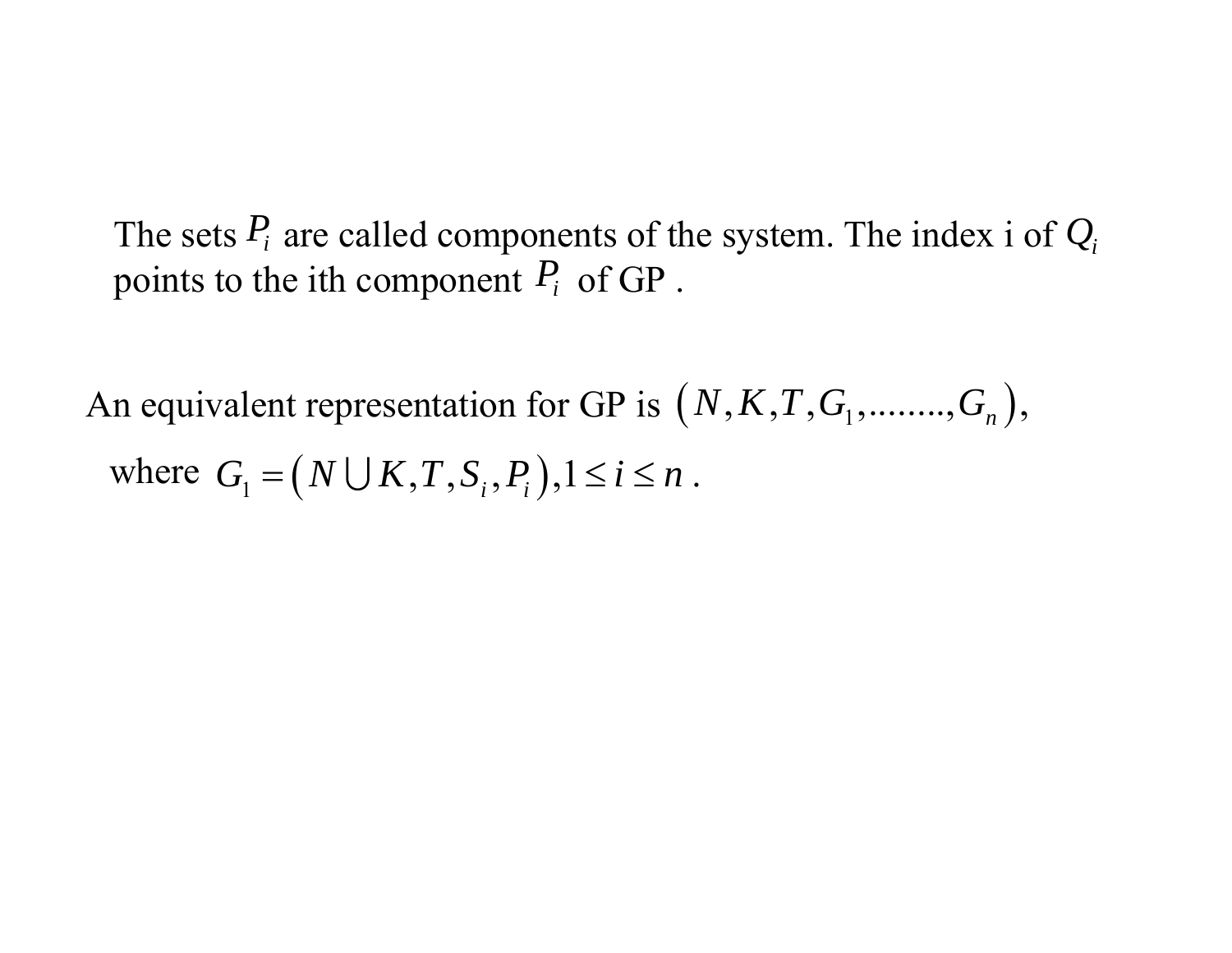The sets $P_i$ are called components of the system. The index i of $Q_i$ points to the ith component $P_i$ of GP .

An equivalent representation for GP is $\left(N, K, T, G_1, \ldots\ldots\ldots, G_n\right)$, where $G_1 = \left(N \cup K, T, S_i, P_i\right), 1 \le i \le n$ .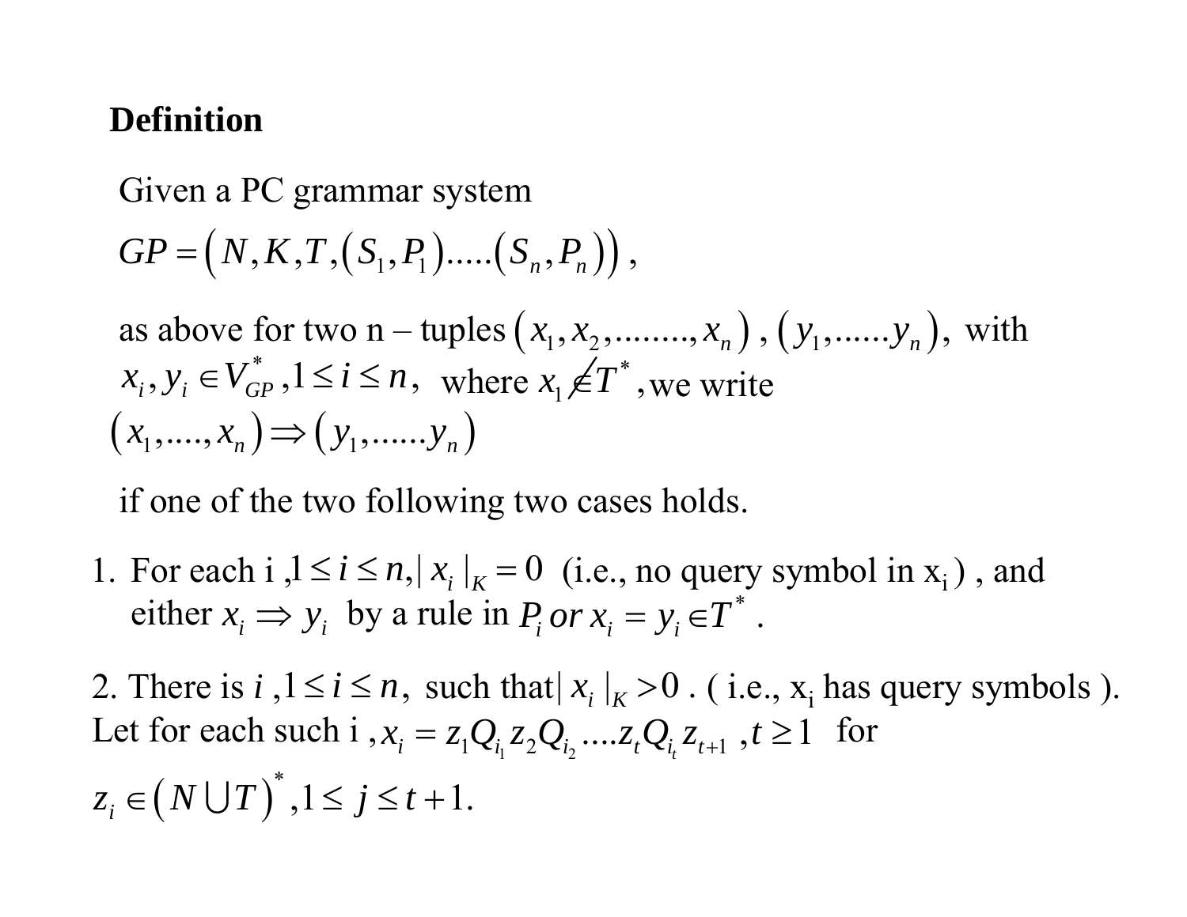**Definition**

Given a PC grammar system

$GP = \left(N, K, T, (S_1, P_1).....(S_n, P_n)\right)$,

as above for two n – tuples $(x_1, x_2, ........, x_n)$, $(y_1, ......y_n)$, with $x_i, y_i \in V_{GP}^*, 1 \le i \le n$, where $x_1 \notin T^*$, we write

$(x_1, ...., x_n) \Rightarrow (y_1, ......y_n)$

if one of the two following two cases holds.

1. For each i $, 1 \le i \le n, |x_i|_K = 0$ (i.e., no query symbol in $x_i$) , and either $x_i \Rightarrow y_i$ by a rule in $P_i$ or $x_i = y_i \in T^*$ .

2. There is $i, 1 \le i \le n$, such that $|x_i|_K > 0$ . ( i.e., $x_i$ has query symbols ). Let for each such i $, x_i = z_1 Q_{i_1} z_2 Q_{i_2} ....z_t Q_{i_t} z_{t+1}$ $, t \ge 1$ for $z_i \in (N \cup T)^*, 1 \le j \le t+1$.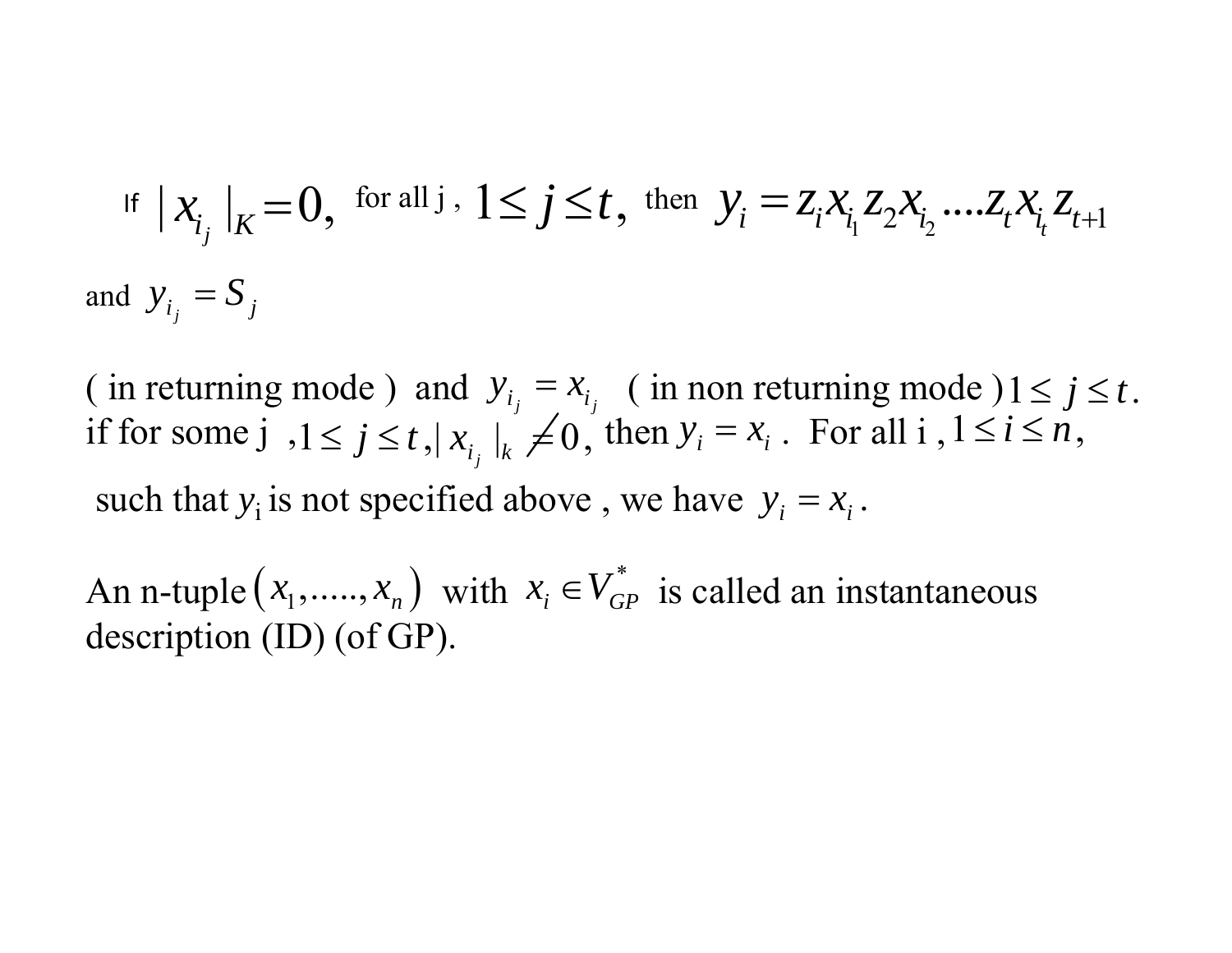If $|x_{i_j}|_K = 0,$ for all j , $1 \leq j \leq t,$ then $y_i = z_i x_{i_1} z_2 x_{i_2} \ldots. z_t x_{i_t} z_{t+1}$

and $y_{i_j} = S_j$

( in returning mode ) and $y_{i_j} = x_{i_j}$ ( in non returning mode ) $1 \leq j \leq t$.
if for some j , $1 \leq j \leq t, |x_{i_j}|_k \neq 0$, then $y_i = x_i$ . For all i , $1 \leq i \leq n$,
such that $y_i$ is not specified above , we have $y_i = x_i$ .

An n-tuple $(x_1, \ldots.., x_n)$ with $x_i \in V_{GP}^*$ is called an instantaneous description (ID) (of GP).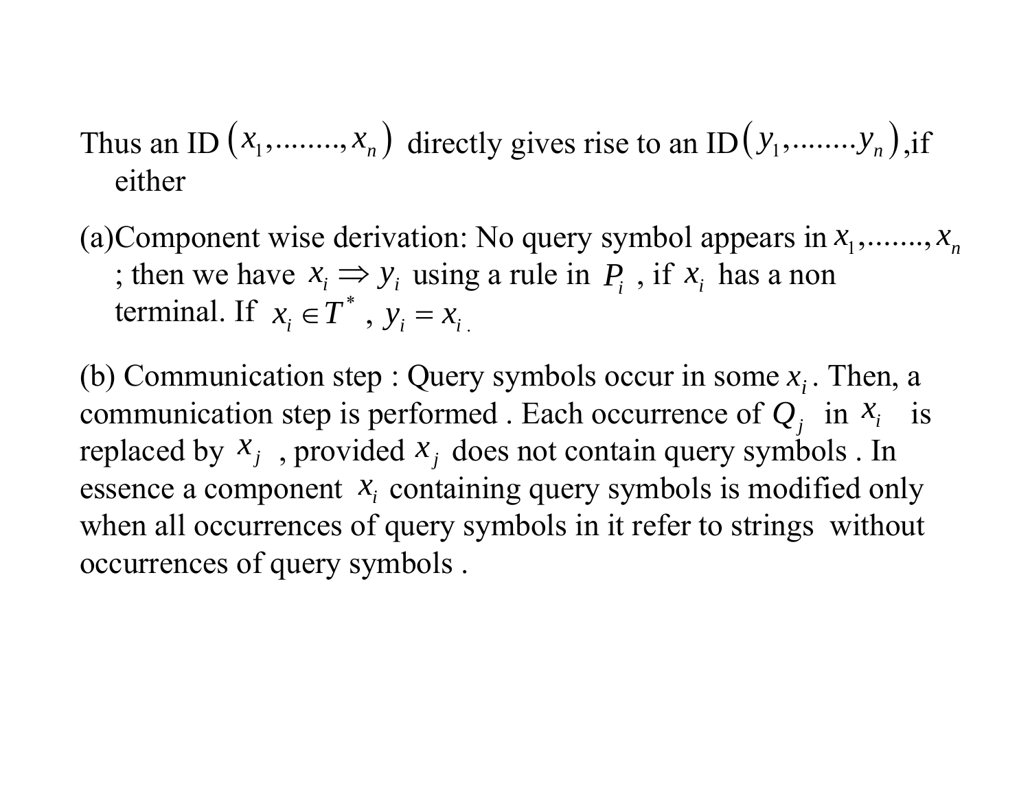Thus an ID $(x_1, \ldots\ldots, x_n)$ directly gives rise to an ID $(y_1, \ldots\ldots y_n)$, if either

(a) Component wise derivation: No query symbol appears in $x_1, \ldots\ldots, x_n$; then we have $x_i \Rightarrow y_i$ using a rule in $P_i$, if $x_i$ has a non terminal. If $x_i \in T^*$, $y_i = x_i$.

(b) Communication step : Query symbols occur in some $x_i$. Then, a communication step is performed . Each occurrence of $Q_j$ in $x_i$ is replaced by $x_j$, provided $x_j$ does not contain query symbols . In essence a component $x_i$ containing query symbols is modified only when all occurrences of query symbols in it refer to strings without occurrences of query symbols .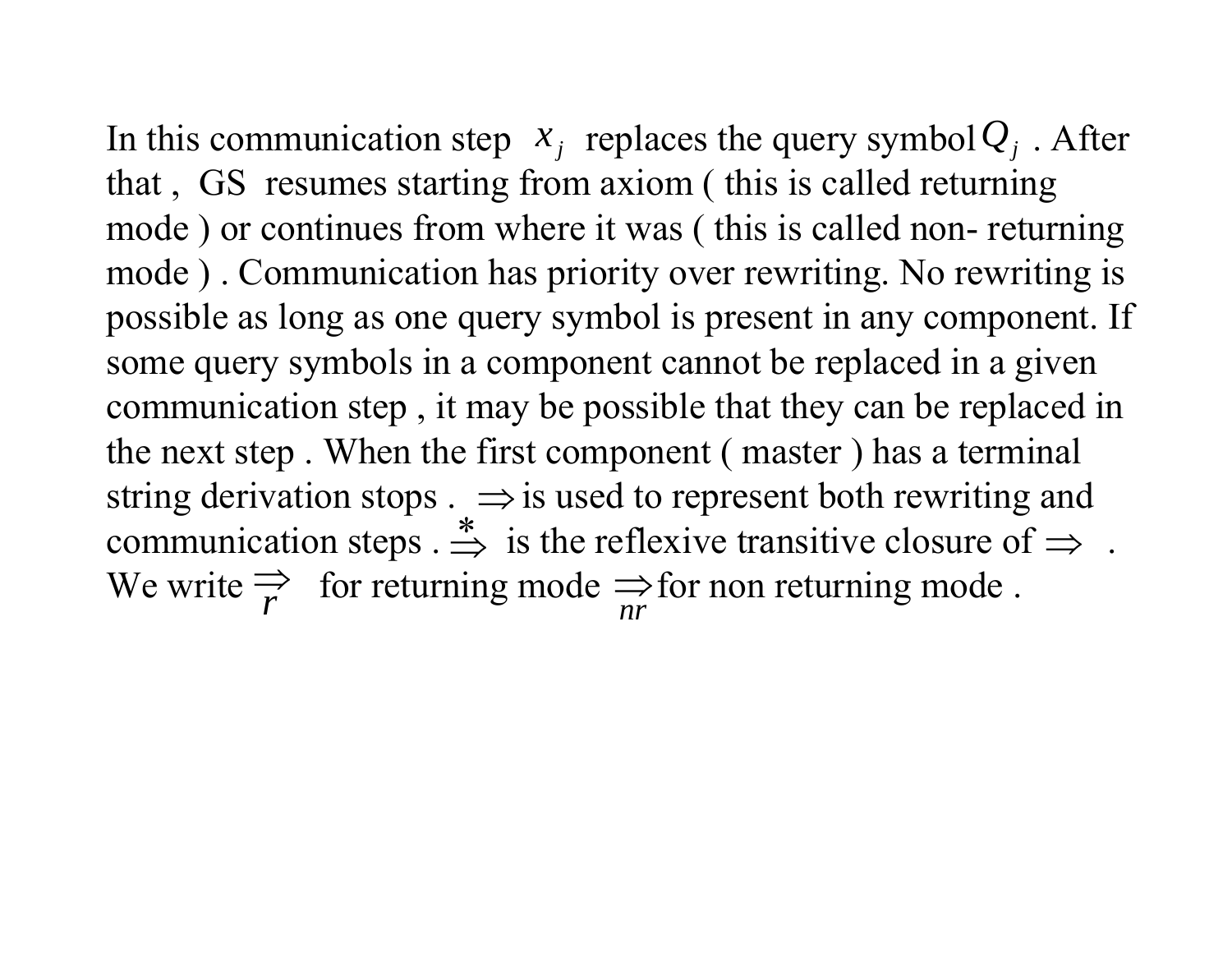In this communication step $x_j$ replaces the query symbol $Q_j$ . After that , GS resumes starting from axiom ( this is called returning mode ) or continues from where it was ( this is called non- returning mode ) . Communication has priority over rewriting. No rewriting is possible as long as one query symbol is present in any component. If some query symbols in a component cannot be replaced in a given communication step , it may be possible that they can be replaced in the next step . When the first component ( master ) has a terminal string derivation stops . $\Rightarrow$ is used to represent both rewriting and communication steps . $\stackrel{*}{\Rightarrow}$ is the reflexive transitive closure of $\Rightarrow$ . We write $\underset{r}{\Rightarrow}$ for returning mode $\underset{nr}{\Rightarrow}$ for non returning mode .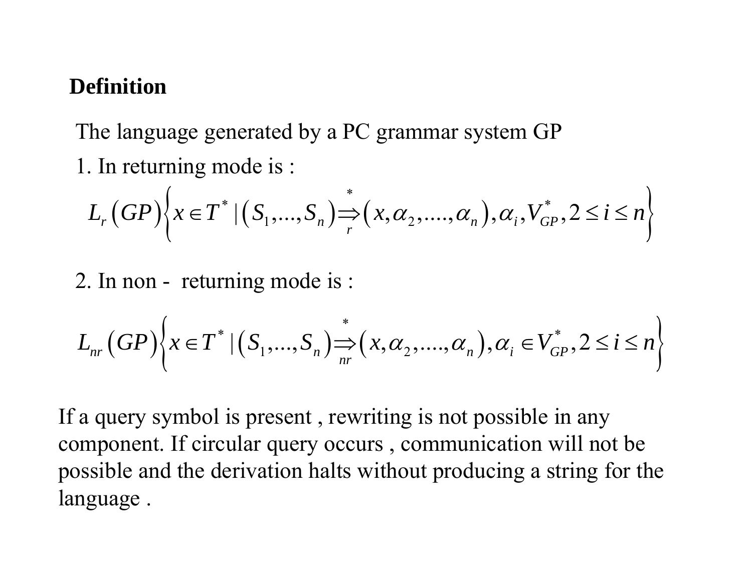**Definition**

The language generated by a PC grammar system GP

1. In returning mode is :

$$L_r(GP)\left\{x \in T^* \mid (S_1,...,S_n) \overset{*}{\underset{r}{\Rightarrow}} (x,\alpha_2,....,\alpha_n), \alpha_i, V_{GP}^*, 2 \le i \le n\right\}$$

2. In non - returning mode is :

$$L_{nr}(GP)\left\{x \in T^* \mid (S_1,...,S_n) \overset{*}{\underset{nr}{\Rightarrow}} (x,\alpha_2,....,\alpha_n), \alpha_i \in V_{GP}^*, 2 \le i \le n\right\}$$

If a query symbol is present , rewriting is not possible in any component. If circular query occurs , communication will not be possible and the derivation halts without producing a string for the language .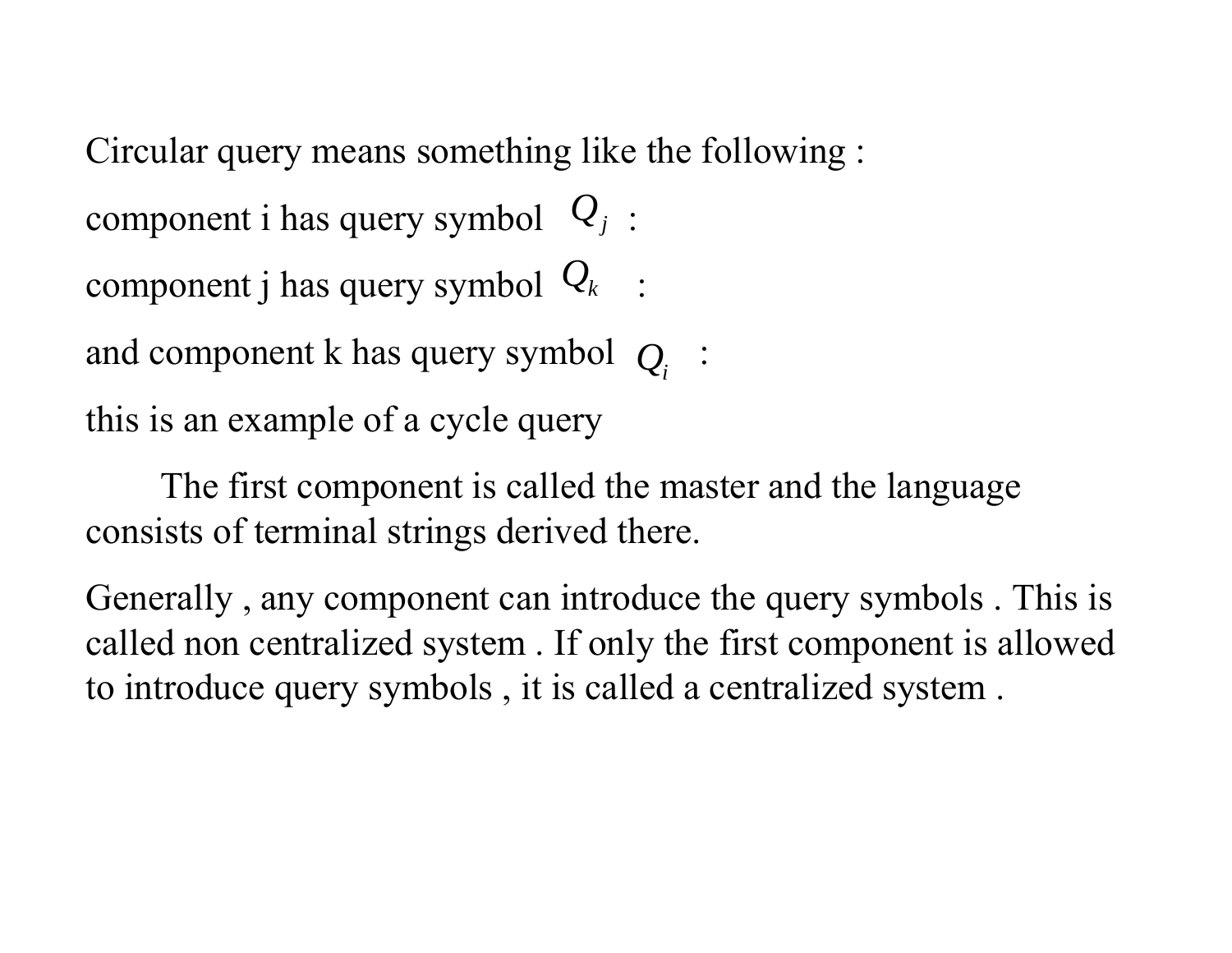Circular query means something like the following :

component i has query symbol $Q_j$ :

component j has query symbol $Q_k$ :

and component k has query symbol $Q_i$ :

this is an example of a cycle query

The first component is called the master and the language consists of terminal strings derived there.

Generally , any component can introduce the query symbols . This is called non centralized system . If only the first component is allowed to introduce query symbols , it is called a centralized system .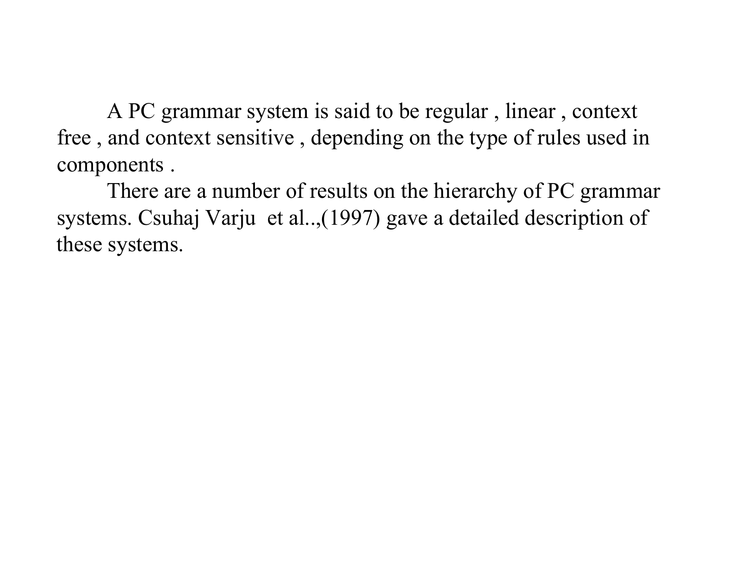A PC grammar system is said to be regular , linear , context free , and context sensitive , depending on the type of rules used in components .

There are a number of results on the hierarchy of PC grammar systems. Csuhaj Varju  et al..,(1997) gave a detailed description of these systems.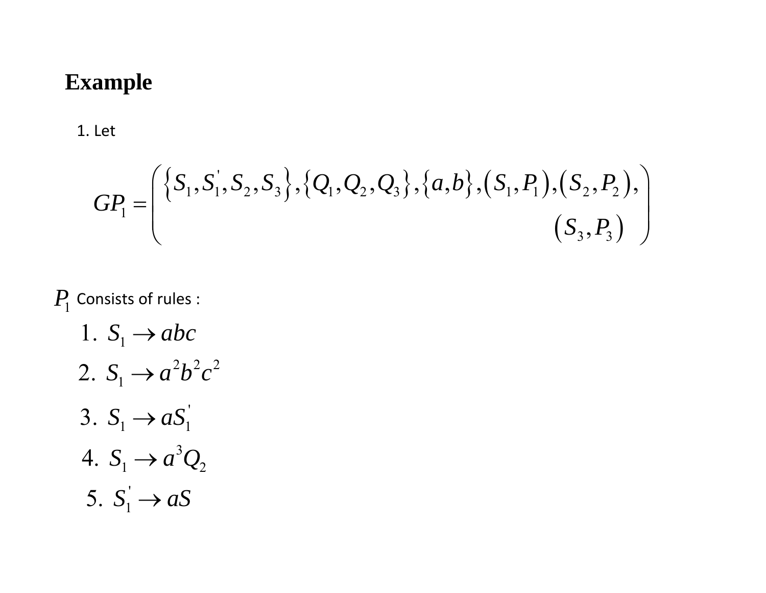## Example

1. Let

$$GP_1 = \left( \begin{array}{r} \{S_1, S_1', S_2, S_3\}, \{Q_1, Q_2, Q_3\}, \{a, b\}, (S_1, P_1), (S_2, P_2), \\ (S_3, P_3) \end{array} \right)$$

$P_1$ Consists of rules :

1. $S_1 \to abc$
2. $S_1 \to a^2b^2c^2$
3. $S_1 \to aS_1'$
4. $S_1 \to a^3Q_2$
5. $S_1' \to aS$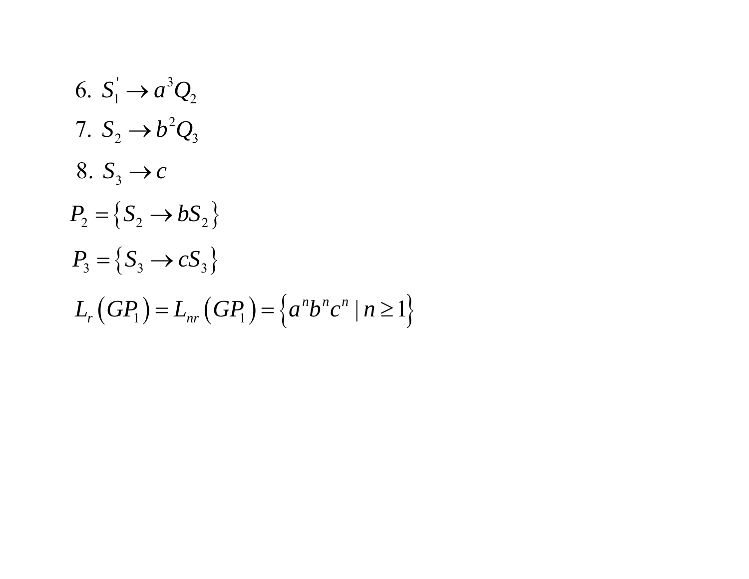6. $S_1^{'} \rightarrow a^3 Q_2$

7. $S_2 \rightarrow b^2 Q_3$

8. $S_3 \rightarrow c$

$$P_2 = \left\{ S_2 \rightarrow bS_2 \right\}$$

$$P_3 = \left\{ S_3 \rightarrow cS_3 \right\}$$

$$L_r\left(GP_1\right) = L_{nr}\left(GP_1\right) = \left\{ a^n b^n c^n \mid n \geq 1 \right\}$$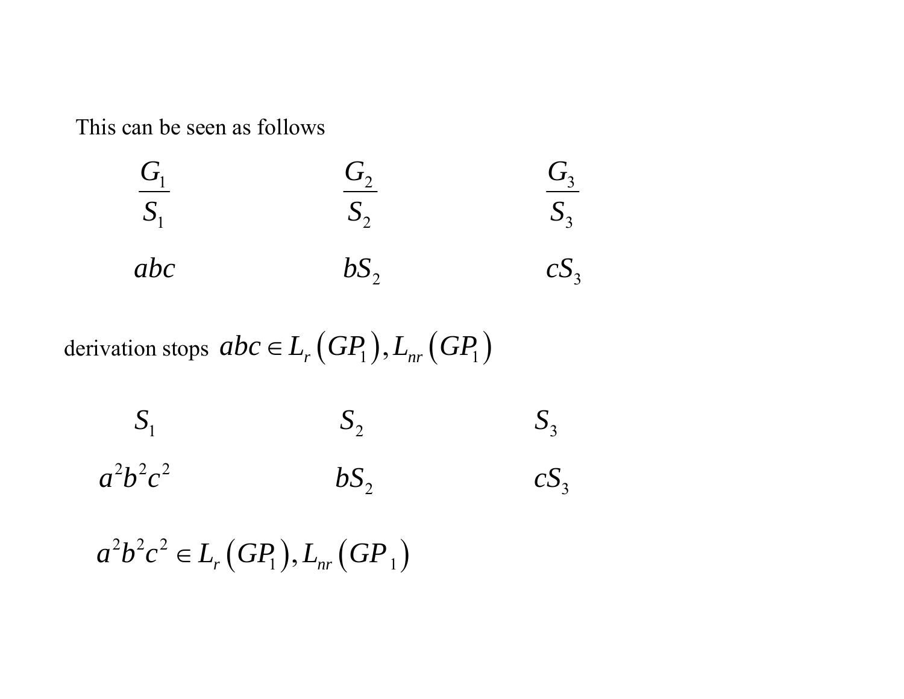This can be seen as follows

| $\dfrac{G_1}{S_1}$ | $\dfrac{G_2}{S_2}$ | $\dfrac{G_3}{S_3}$ |
|---|---|---|
| $abc$ | $bS_2$ | $cS_3$ |

derivation stops $abc \in L_r\left(GP_1\right), L_{nr}\left(GP_1\right)$

| $S_1$ | $S_2$ | $S_3$ |
|---|---|---|
| $a^2b^2c^2$ | $bS_2$ | $cS_3$ |

$a^2b^2c^2 \in L_r\left(GP_1\right), L_{nr}\left(GP_1\right)$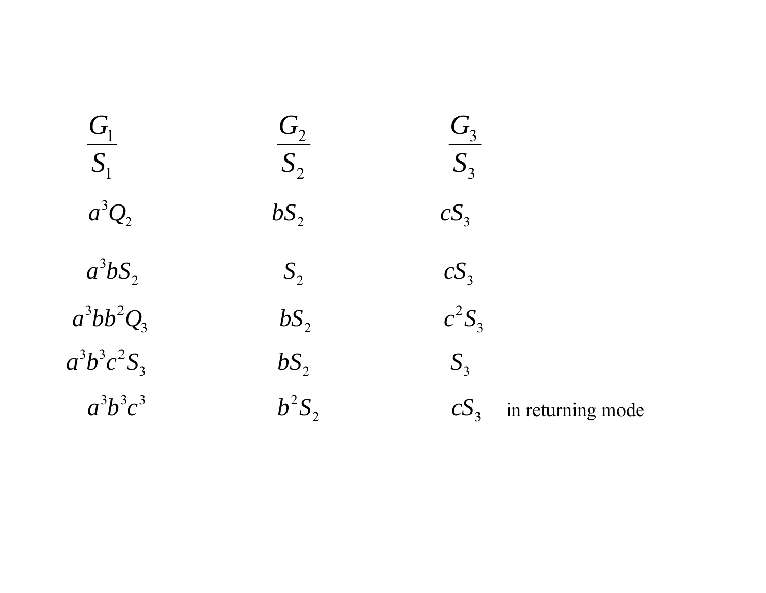| $\frac{G_1}{S_1}$ | $\frac{G_2}{S_2}$ | $\frac{G_3}{S_3}$ | |
|---|---|---|---|
| $a^3Q_2$ | $bS_2$ | $cS_3$ | |
| $a^3bS_2$ | $S_2$ | $cS_3$ | |
| $a^3bb^2Q_3$ | $bS_2$ | $c^2S_3$ | |
| $a^3b^3c^2S_3$ | $bS_2$ | $S_3$ | |
| $a^3b^3c^3$ | $b^2S_2$ | $cS_3$ | in returning mode |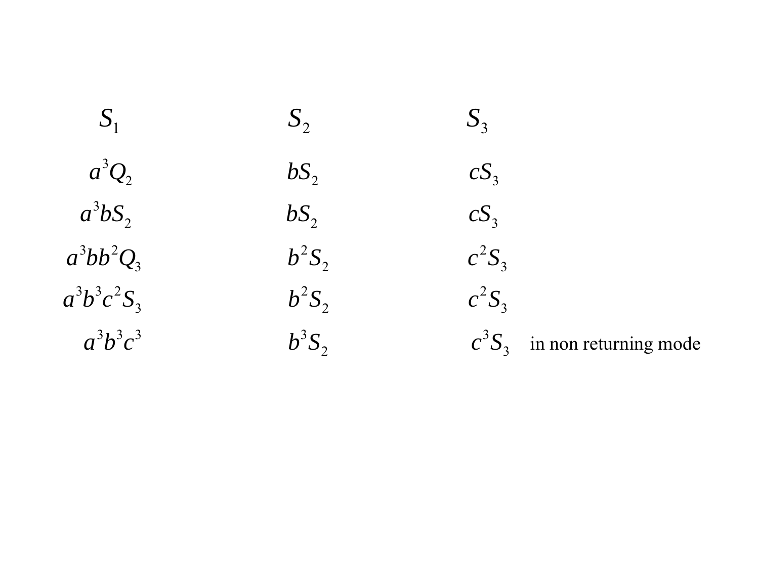| $S_1$ | $S_2$ | $S_3$ | |
|---|---|---|---|
| $a^3Q_2$ | $bS_2$ | $cS_3$ | |
| $a^3bS_2$ | $bS_2$ | $cS_3$ | |
| $a^3bb^2Q_3$ | $b^2S_2$ | $c^2S_3$ | |
| $a^3b^3c^2S_3$ | $b^2S_2$ | $c^2S_3$ | |
| $a^3b^3c^3$ | $b^3S_2$ | $c^3S_3$ | in non returning mode |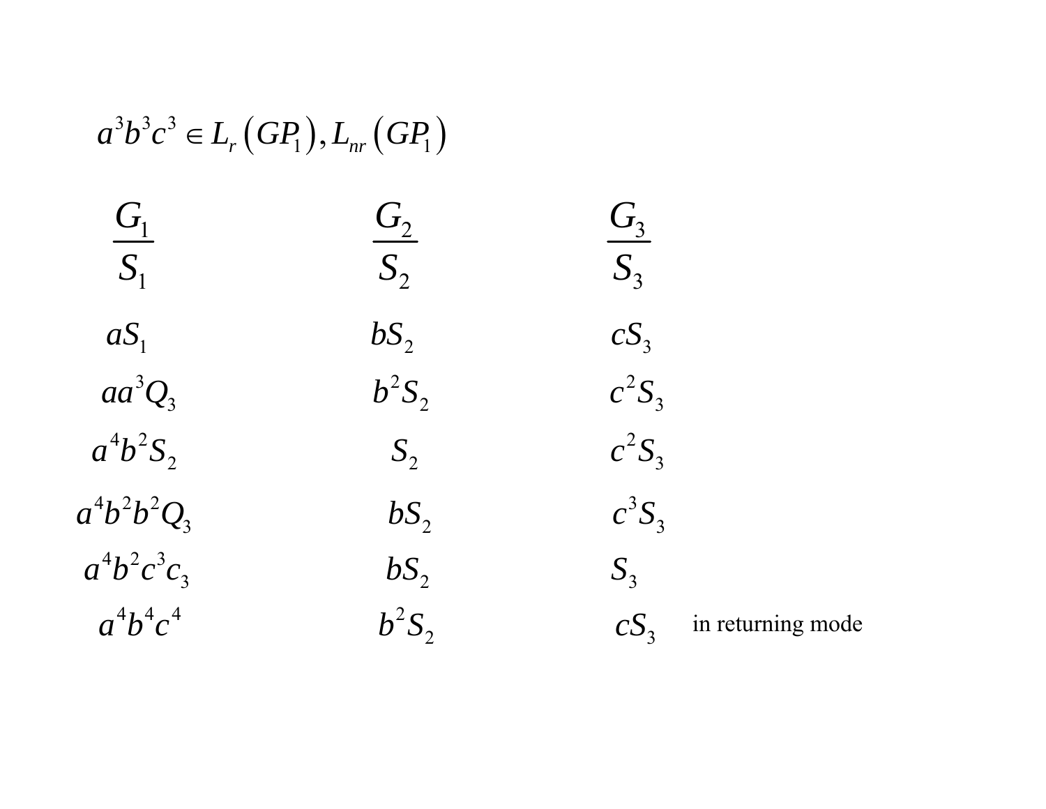$$a^3b^3c^3 \in L_r\left(GP_1\right), L_{nr}\left(GP_1\right)$$

| $\frac{G_1}{S_1}$ | $\frac{G_2}{S_2}$ | $\frac{G_3}{S_3}$ | |
|---|---|---|---|
| $aS_1$ | $bS_2$ | $cS_3$ | |
| $aa^3Q_3$ | $b^2S_2$ | $c^2S_3$ | |
| $a^4b^2S_2$ | $S_2$ | $c^2S_3$ | |
| $a^4b^2b^2Q_3$ | $bS_2$ | $c^3S_3$ | |
| $a^4b^2c^3c_3$ | $bS_2$ | $S_3$ | |
| $a^4b^4c^4$ | $b^2S_2$ | $cS_3$ | in returning mode |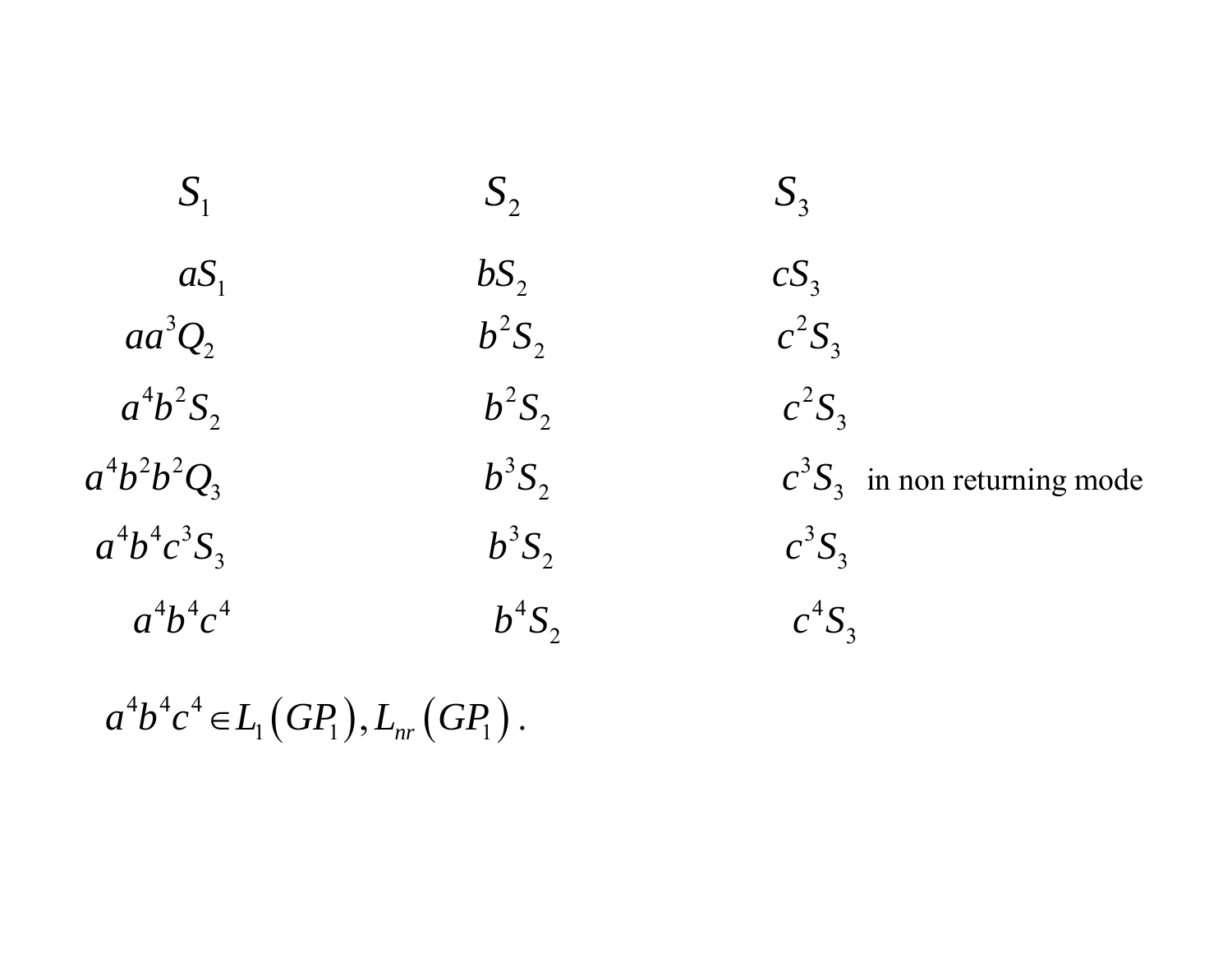| $S_1$ | $S_2$ | $S_3$ | |
|---|---|---|---|
| $aS_1$ | $bS_2$ | $cS_3$ | |
| $aa^3Q_2$ | $b^2S_2$ | $c^2S_3$ | |
| $a^4b^2S_2$ | $b^2S_2$ | $c^2S_3$ | |
| $a^4b^2b^2Q_3$ | $b^3S_2$ | $c^3S_3$ | in non returning mode |
| $a^4b^4c^3S_3$ | $b^3S_2$ | $c^3S_3$ | |
| $a^4b^4c^4$ | $b^4S_2$ | $c^4S_3$ | |

$a^4b^4c^4 \in L_1(GP_1), L_{nr}(GP_1)$.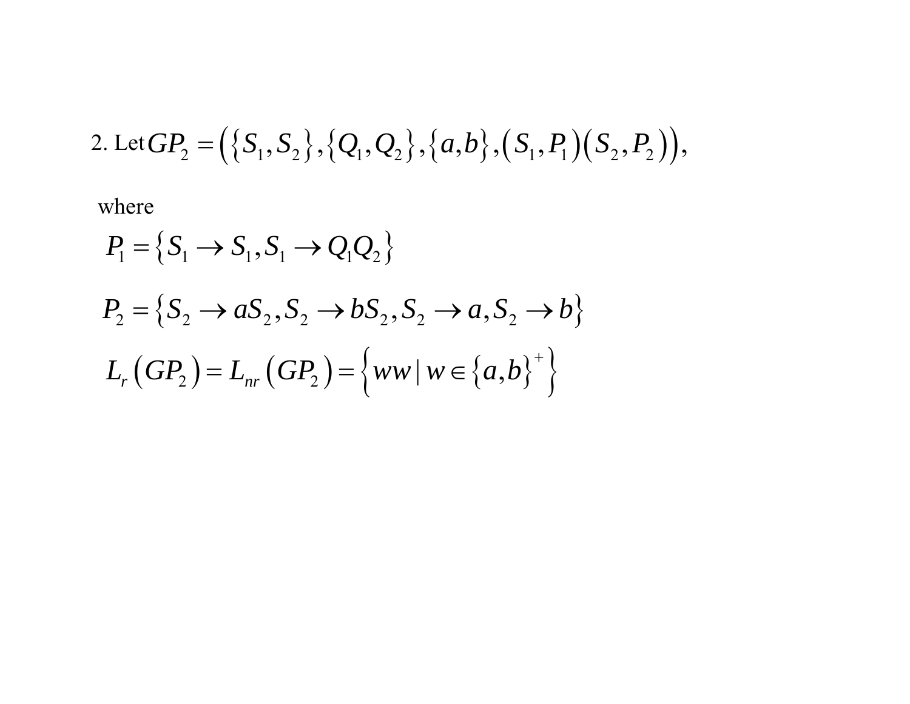2\. Let $GP_2 = \left( \{S_1, S_2\}, \{Q_1, Q_2\}, \{a, b\}, (S_1, P_1)(S_2, P_2) \right)$,

where

$$P_1 = \{S_1 \rightarrow S_1, S_1 \rightarrow Q_1Q_2\}$$

$$P_2 = \{S_2 \rightarrow aS_2, S_2 \rightarrow bS_2, S_2 \rightarrow a, S_2 \rightarrow b\}$$

$$L_r(GP_2) = L_{nr}(GP_2) = \left\{ ww \mid w \in \{a, b\}^+ \right\}$$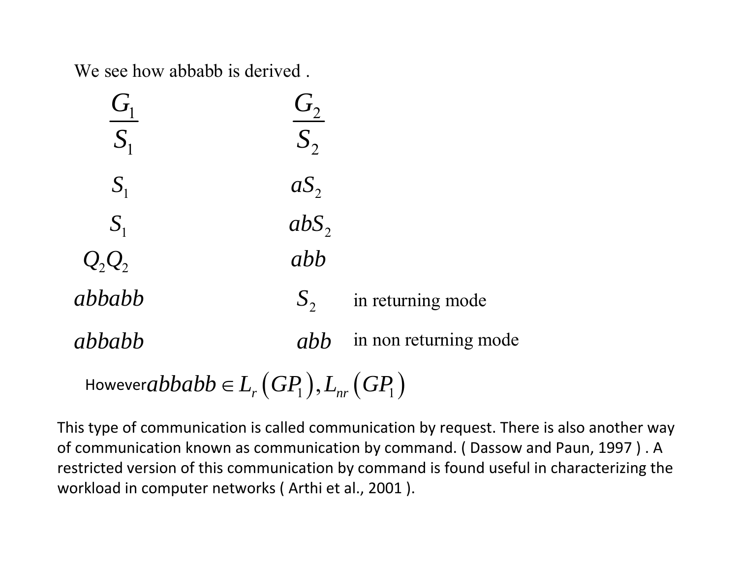We see how abbabb is derived .

| $\frac{G_1}{S_1}$ | $\frac{G_2}{S_2}$ | |
|---|---|---|
| $S_1$ | $aS_2$ | |
| $S_1$ | $abS_2$ | |
| $Q_2Q_2$ | $abb$ | |
| $abbabb$ | $S_2$ | in returning mode |
| $abbabb$ | $abb$ | in non returning mode |

However $abbabb \in L_r\left(GP_1\right), L_{nr}\left(GP_1\right)$

This type of communication is called communication by request. There is also another way of communication known as communication by command. ( Dassow and Paun, 1997 ) . A restricted version of this communication by command is found useful in characterizing the workload in computer networks ( Arthi et al., 2001 ).